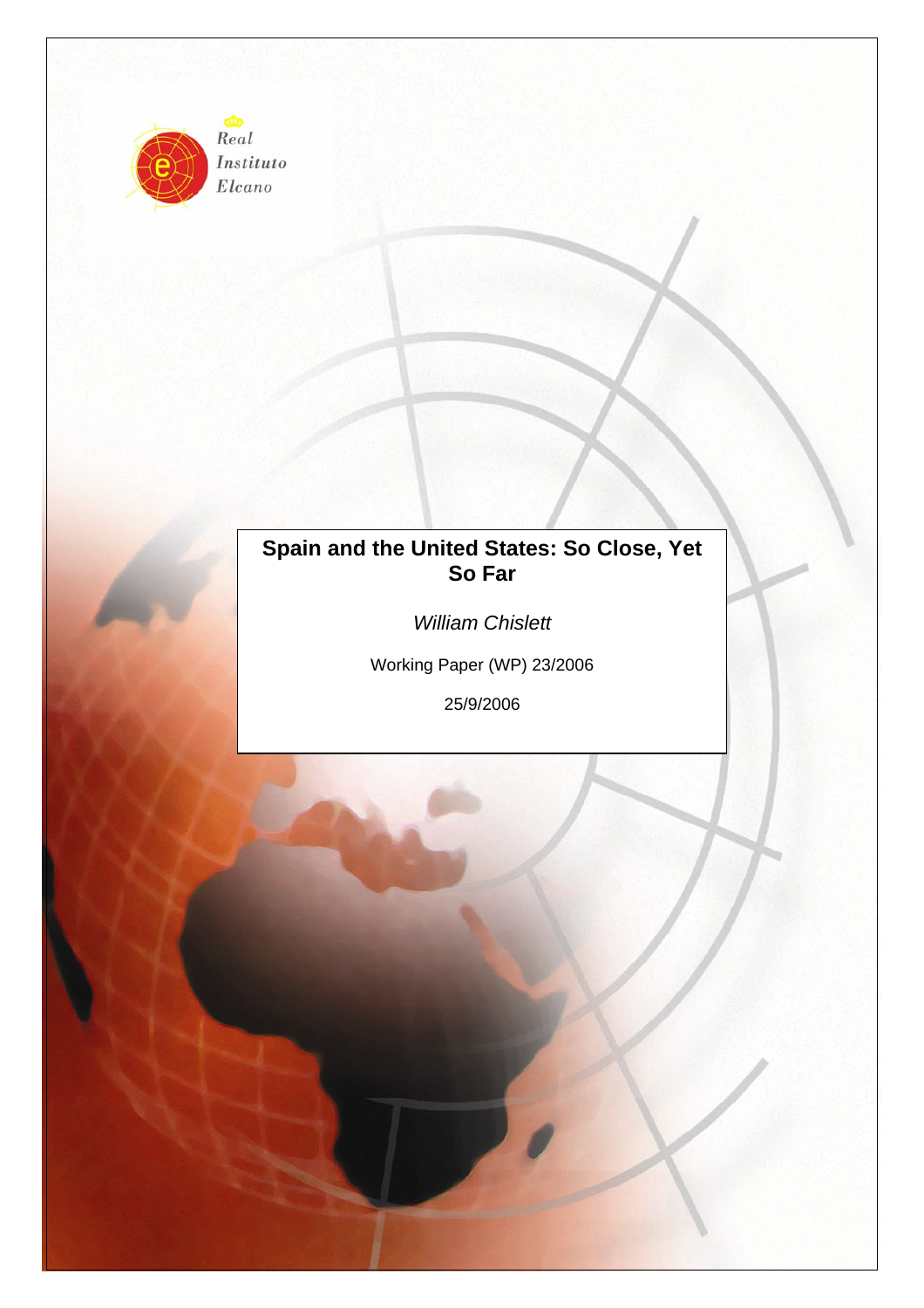Real Instituto Elcano

# Spain and the United States: So Close, Yet So Far

*William Chislett*

Working Paper (WP) 23/2006

25/9/2006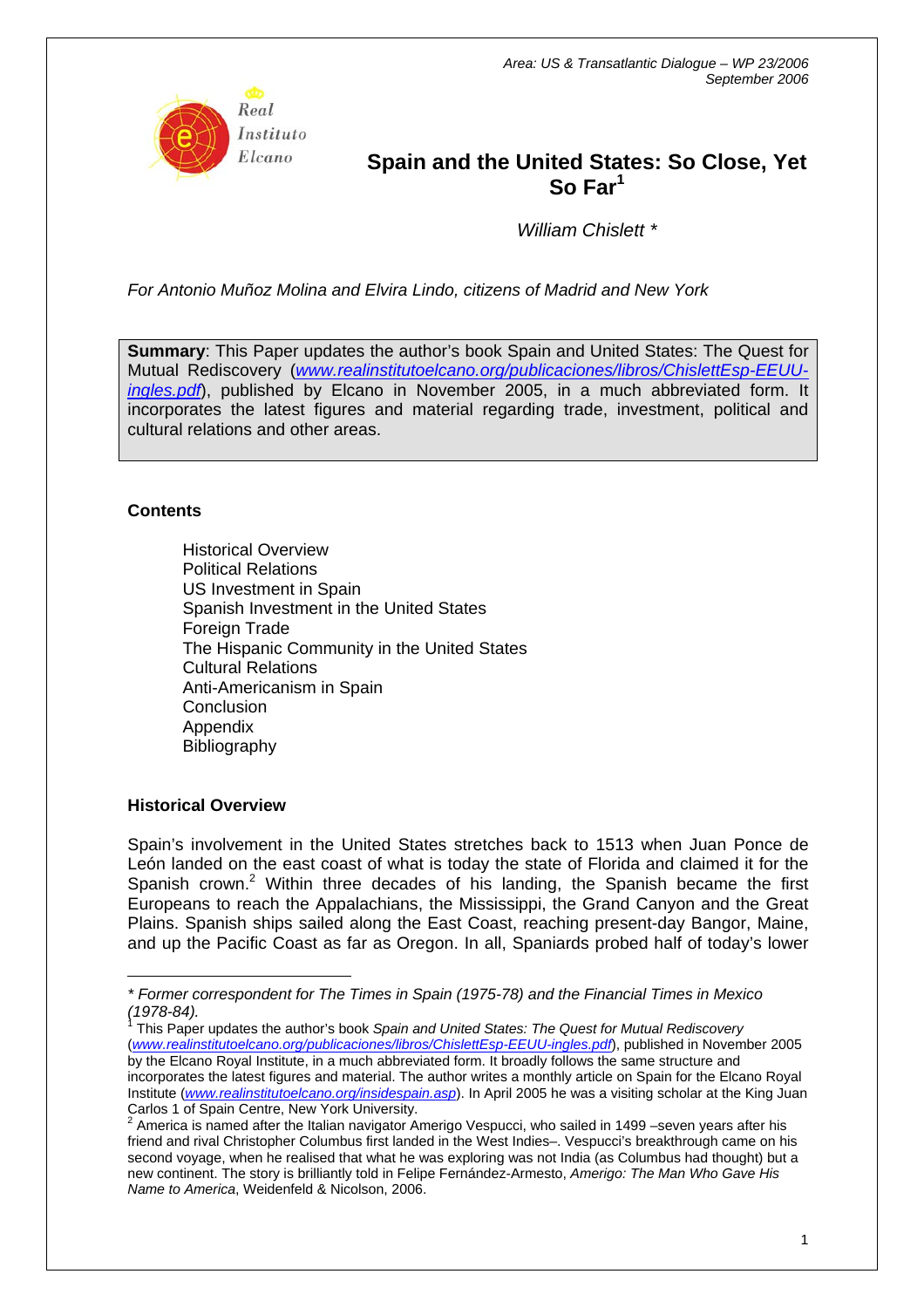Area: US & Transatlantic Dialogue – WP 23/2006
September 2006

# Spain and the United States: So Close, Yet So Far[1]

*William Chislett \**

*For Antonio Muñoz Molina and Elvira Lindo, citizens of Madrid and New York*

**Summary**: This Paper updates the author's book Spain and United States: The Quest for Mutual Rediscovery (*www.realinstitutoelcano.org/publicaciones/libros/ChislettEsp-EEUU-ingles.pdf*), published by Elcano in November 2005, in a much abbreviated form. It incorporates the latest figures and material regarding trade, investment, political and cultural relations and other areas.

**Contents**

- Historical Overview
- Political Relations
- US Investment in Spain
- Spanish Investment in the United States
- Foreign Trade
- The Hispanic Community in the United States
- Cultural Relations
- Anti-Americanism in Spain
- Conclusion
- Appendix
- Bibliography

## Historical Overview

Spain's involvement in the United States stretches back to 1513 when Juan Ponce de León landed on the east coast of what is today the state of Florida and claimed it for the Spanish crown.[2] Within three decades of his landing, the Spanish became the first Europeans to reach the Appalachians, the Mississippi, the Grand Canyon and the Great Plains. Spanish ships sailed along the East Coast, reaching present-day Bangor, Maine, and up the Pacific Coast as far as Oregon. In all, Spaniards probed half of today's lower

---

*\* Former correspondent for The Times in Spain (1975-78) and the Financial Times in Mexico (1978-84).*

[1] This Paper updates the author's book *Spain and United States: The Quest for Mutual Rediscovery* (*www.realinstitutoelcano.org/publicaciones/libros/ChislettEsp-EEUU-ingles.pdf*), published in November 2005 by the Elcano Royal Institute, in a much abbreviated form. It broadly follows the same structure and incorporates the latest figures and material. The author writes a monthly article on Spain for the Elcano Royal Institute (*www.realinstitutoelcano.org/insidespain.asp*). In April 2005 he was a visiting scholar at the King Juan Carlos 1 of Spain Centre, New York University.

[2] America is named after the Italian navigator Amerigo Vespucci, who sailed in 1499 –seven years after his friend and rival Christopher Columbus first landed in the West Indies–. Vespucci's breakthrough came on his second voyage, when he realised that what he was exploring was not India (as Columbus had thought) but a new continent. The story is brilliantly told in Felipe Fernández-Armesto, *Amerigo: The Man Who Gave His Name to America*, Weidenfeld & Nicolson, 2006.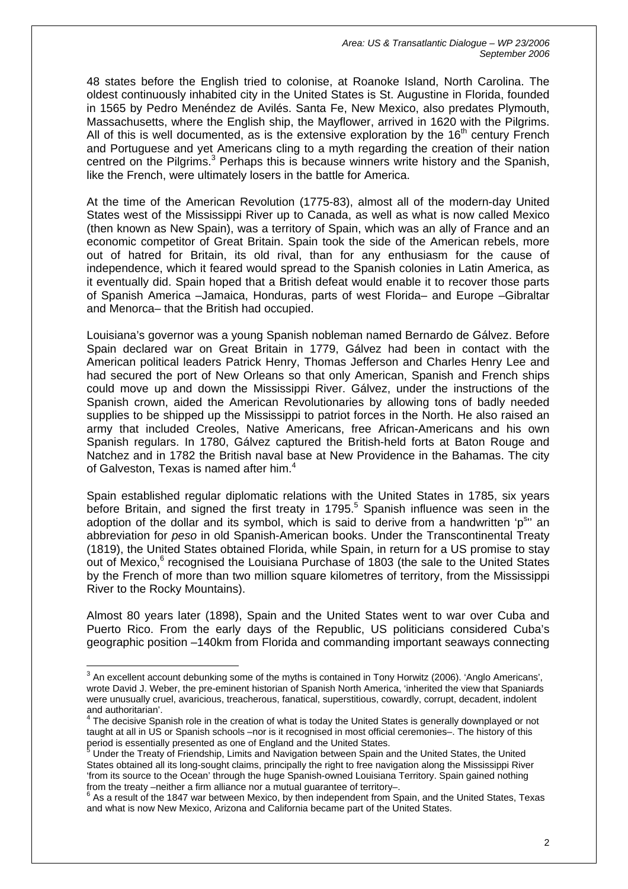48 states before the English tried to colonise, at Roanoke Island, North Carolina. The oldest continuously inhabited city in the United States is St. Augustine in Florida, founded in 1565 by Pedro Menéndez de Avilés. Santa Fe, New Mexico, also predates Plymouth, Massachusetts, where the English ship, the Mayflower, arrived in 1620 with the Pilgrims. All of this is well documented, as is the extensive exploration by the 16th century French and Portuguese and yet Americans cling to a myth regarding the creation of their nation centred on the Pilgrims.[3] Perhaps this is because winners write history and the Spanish, like the French, were ultimately losers in the battle for America.

At the time of the American Revolution (1775-83), almost all of the modern-day United States west of the Mississippi River up to Canada, as well as what is now called Mexico (then known as New Spain), was a territory of Spain, which was an ally of France and an economic competitor of Great Britain. Spain took the side of the American rebels, more out of hatred for Britain, its old rival, than for any enthusiasm for the cause of independence, which it feared would spread to the Spanish colonies in Latin America, as it eventually did. Spain hoped that a British defeat would enable it to recover those parts of Spanish America –Jamaica, Honduras, parts of west Florida– and Europe –Gibraltar and Menorca– that the British had occupied.

Louisiana's governor was a young Spanish nobleman named Bernardo de Gálvez. Before Spain declared war on Great Britain in 1779, Gálvez had been in contact with the American political leaders Patrick Henry, Thomas Jefferson and Charles Henry Lee and had secured the port of New Orleans so that only American, Spanish and French ships could move up and down the Mississippi River. Gálvez, under the instructions of the Spanish crown, aided the American Revolutionaries by allowing tons of badly needed supplies to be shipped up the Mississippi to patriot forces in the North. He also raised an army that included Creoles, Native Americans, free African-Americans and his own Spanish regulars. In 1780, Gálvez captured the British-held forts at Baton Rouge and Natchez and in 1782 the British naval base at New Providence in the Bahamas. The city of Galveston, Texas is named after him.[4]

Spain established regular diplomatic relations with the United States in 1785, six years before Britain, and signed the first treaty in 1795.[5] Spanish influence was seen in the adoption of the dollar and its symbol, which is said to derive from a handwritten 'p^s' an abbreviation for *peso* in old Spanish-American books. Under the Transcontinental Treaty (1819), the United States obtained Florida, while Spain, in return for a US promise to stay out of Mexico,[6] recognised the Louisiana Purchase of 1803 (the sale to the United States by the French of more than two million square kilometres of territory, from the Mississippi River to the Rocky Mountains).

Almost 80 years later (1898), Spain and the United States went to war over Cuba and Puerto Rico. From the early days of the Republic, US politicians considered Cuba's geographic position –140km from Florida and commanding important seaways connecting

---

[3] An excellent account debunking some of the myths is contained in Tony Horwitz (2006). 'Anglo Americans', wrote David J. Weber, the pre-eminent historian of Spanish North America, 'inherited the view that Spaniards were unusually cruel, avaricious, treacherous, fanatical, superstitious, cowardly, corrupt, decadent, indolent and authoritarian'.

[4] The decisive Spanish role in the creation of what is today the United States is generally downplayed or not taught at all in US or Spanish schools –nor is it recognised in most official ceremonies–. The history of this period is essentially presented as one of England and the United States.

[5] Under the Treaty of Friendship, Limits and Navigation between Spain and the United States, the United States obtained all its long-sought claims, principally the right to free navigation along the Mississippi River 'from its source to the Ocean' through the huge Spanish-owned Louisiana Territory. Spain gained nothing from the treaty –neither a firm alliance nor a mutual guarantee of territory–.

[6] As a result of the 1847 war between Mexico, by then independent from Spain, and the United States, Texas and what is now New Mexico, Arizona and California became part of the United States.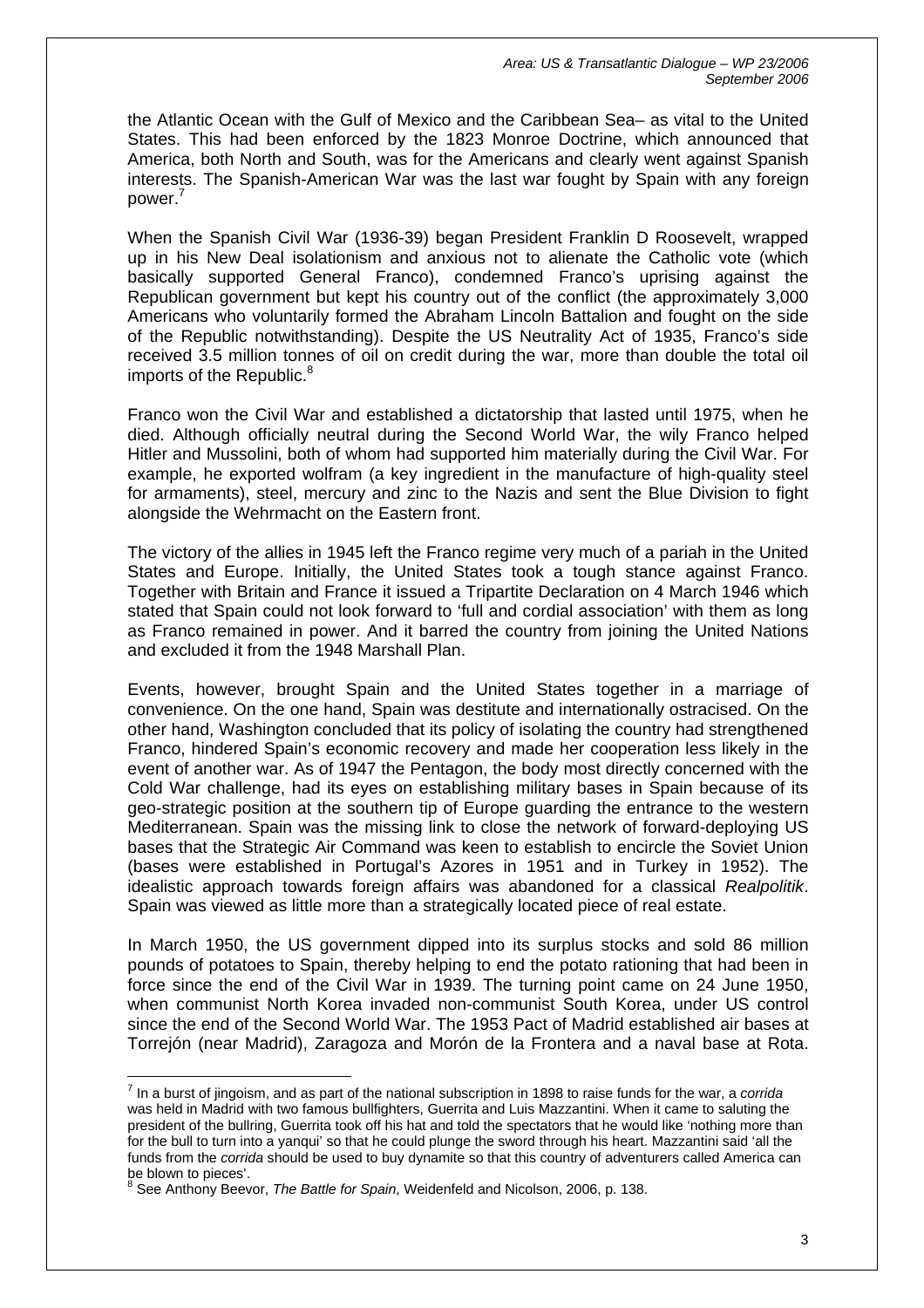the Atlantic Ocean with the Gulf of Mexico and the Caribbean Sea– as vital to the United States. This had been enforced by the 1823 Monroe Doctrine, which announced that America, both North and South, was for the Americans and clearly went against Spanish interests. The Spanish-American War was the last war fought by Spain with any foreign power.[7]

When the Spanish Civil War (1936-39) began President Franklin D Roosevelt, wrapped up in his New Deal isolationism and anxious not to alienate the Catholic vote (which basically supported General Franco), condemned Franco's uprising against the Republican government but kept his country out of the conflict (the approximately 3,000 Americans who voluntarily formed the Abraham Lincoln Battalion and fought on the side of the Republic notwithstanding). Despite the US Neutrality Act of 1935, Franco's side received 3.5 million tonnes of oil on credit during the war, more than double the total oil imports of the Republic.[8]

Franco won the Civil War and established a dictatorship that lasted until 1975, when he died. Although officially neutral during the Second World War, the wily Franco helped Hitler and Mussolini, both of whom had supported him materially during the Civil War. For example, he exported wolfram (a key ingredient in the manufacture of high-quality steel for armaments), steel, mercury and zinc to the Nazis and sent the Blue Division to fight alongside the Wehrmacht on the Eastern front.

The victory of the allies in 1945 left the Franco regime very much of a pariah in the United States and Europe. Initially, the United States took a tough stance against Franco. Together with Britain and France it issued a Tripartite Declaration on 4 March 1946 which stated that Spain could not look forward to 'full and cordial association' with them as long as Franco remained in power. And it barred the country from joining the United Nations and excluded it from the 1948 Marshall Plan.

Events, however, brought Spain and the United States together in a marriage of convenience. On the one hand, Spain was destitute and internationally ostracised. On the other hand, Washington concluded that its policy of isolating the country had strengthened Franco, hindered Spain's economic recovery and made her cooperation less likely in the event of another war. As of 1947 the Pentagon, the body most directly concerned with the Cold War challenge, had its eyes on establishing military bases in Spain because of its geo-strategic position at the southern tip of Europe guarding the entrance to the western Mediterranean. Spain was the missing link to close the network of forward-deploying US bases that the Strategic Air Command was keen to establish to encircle the Soviet Union (bases were established in Portugal's Azores in 1951 and in Turkey in 1952). The idealistic approach towards foreign affairs was abandoned for a classical *Realpolitik*. Spain was viewed as little more than a strategically located piece of real estate.

In March 1950, the US government dipped into its surplus stocks and sold 86 million pounds of potatoes to Spain, thereby helping to end the potato rationing that had been in force since the end of the Civil War in 1939. The turning point came on 24 June 1950, when communist North Korea invaded non-communist South Korea, under US control since the end of the Second World War. The 1953 Pact of Madrid established air bases at Torrejón (near Madrid), Zaragoza and Morón de la Frontera and a naval base at Rota.

---

[7] In a burst of jingoism, and as part of the national subscription in 1898 to raise funds for the war, a *corrida* was held in Madrid with two famous bullfighters, Guerrita and Luis Mazzantini. When it came to saluting the president of the bullring, Guerrita took off his hat and told the spectators that he would like 'nothing more than for the bull to turn into a yanqui' so that he could plunge the sword through his heart. Mazzantini said 'all the funds from the *corrida* should be used to buy dynamite so that this country of adventurers called America can be blown to pieces'.

[8] See Anthony Beevor, *The Battle for Spain*, Weidenfeld and Nicolson, 2006, p. 138.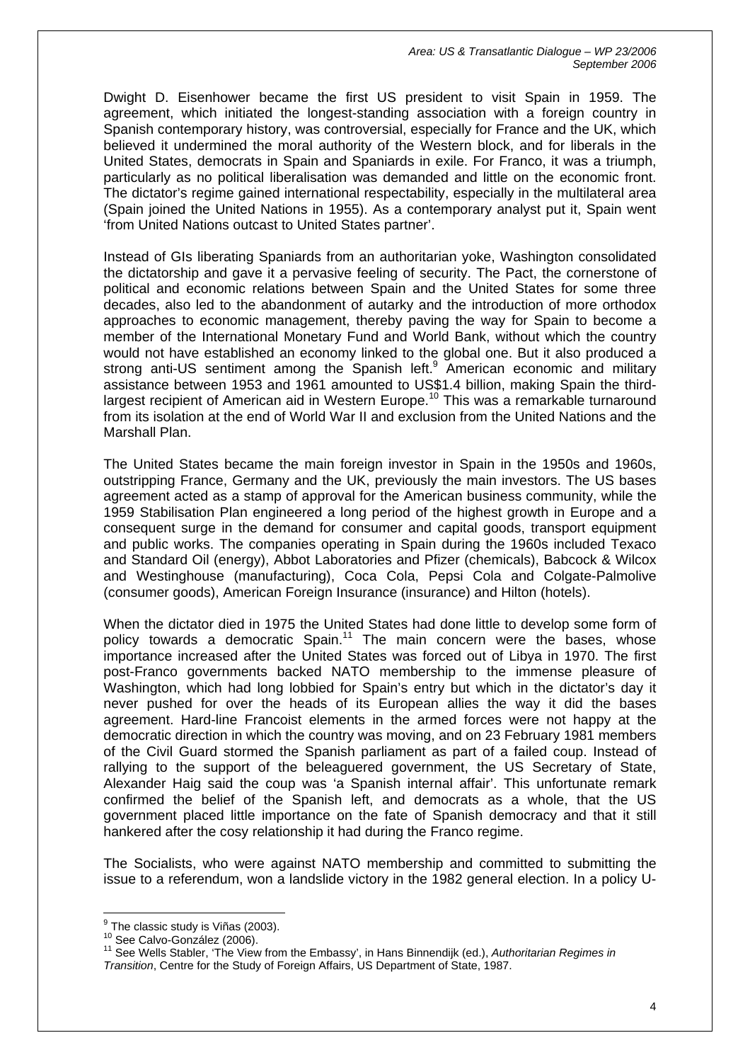Dwight D. Eisenhower became the first US president to visit Spain in 1959. The agreement, which initiated the longest-standing association with a foreign country in Spanish contemporary history, was controversial, especially for France and the UK, which believed it undermined the moral authority of the Western block, and for liberals in the United States, democrats in Spain and Spaniards in exile. For Franco, it was a triumph, particularly as no political liberalisation was demanded and little on the economic front. The dictator's regime gained international respectability, especially in the multilateral area (Spain joined the United Nations in 1955). As a contemporary analyst put it, Spain went 'from United Nations outcast to United States partner'.

Instead of GIs liberating Spaniards from an authoritarian yoke, Washington consolidated the dictatorship and gave it a pervasive feeling of security. The Pact, the cornerstone of political and economic relations between Spain and the United States for some three decades, also led to the abandonment of autarky and the introduction of more orthodox approaches to economic management, thereby paving the way for Spain to become a member of the International Monetary Fund and World Bank, without which the country would not have established an economy linked to the global one. But it also produced a strong anti-US sentiment among the Spanish left.[9] American economic and military assistance between 1953 and 1961 amounted to US$1.4 billion, making Spain the third-largest recipient of American aid in Western Europe.[10] This was a remarkable turnaround from its isolation at the end of World War II and exclusion from the United Nations and the Marshall Plan.

The United States became the main foreign investor in Spain in the 1950s and 1960s, outstripping France, Germany and the UK, previously the main investors. The US bases agreement acted as a stamp of approval for the American business community, while the 1959 Stabilisation Plan engineered a long period of the highest growth in Europe and a consequent surge in the demand for consumer and capital goods, transport equipment and public works. The companies operating in Spain during the 1960s included Texaco and Standard Oil (energy), Abbot Laboratories and Pfizer (chemicals), Babcock & Wilcox and Westinghouse (manufacturing), Coca Cola, Pepsi Cola and Colgate-Palmolive (consumer goods), American Foreign Insurance (insurance) and Hilton (hotels).

When the dictator died in 1975 the United States had done little to develop some form of policy towards a democratic Spain.[11] The main concern were the bases, whose importance increased after the United States was forced out of Libya in 1970. The first post-Franco governments backed NATO membership to the immense pleasure of Washington, which had long lobbied for Spain's entry but which in the dictator's day it never pushed for over the heads of its European allies the way it did the bases agreement. Hard-line Francoist elements in the armed forces were not happy at the democratic direction in which the country was moving, and on 23 February 1981 members of the Civil Guard stormed the Spanish parliament as part of a failed coup. Instead of rallying to the support of the beleaguered government, the US Secretary of State, Alexander Haig said the coup was 'a Spanish internal affair'. This unfortunate remark confirmed the belief of the Spanish left, and democrats as a whole, that the US government placed little importance on the fate of Spanish democracy and that it still hankered after the cosy relationship it had during the Franco regime.

The Socialists, who were against NATO membership and committed to submitting the issue to a referendum, won a landslide victory in the 1982 general election. In a policy U-

---

[9] The classic study is Viñas (2003).

[10] See Calvo-González (2006).

[11] See Wells Stabler, 'The View from the Embassy', in Hans Binnendijk (ed.), *Authoritarian Regimes in Transition*, Centre for the Study of Foreign Affairs, US Department of State, 1987.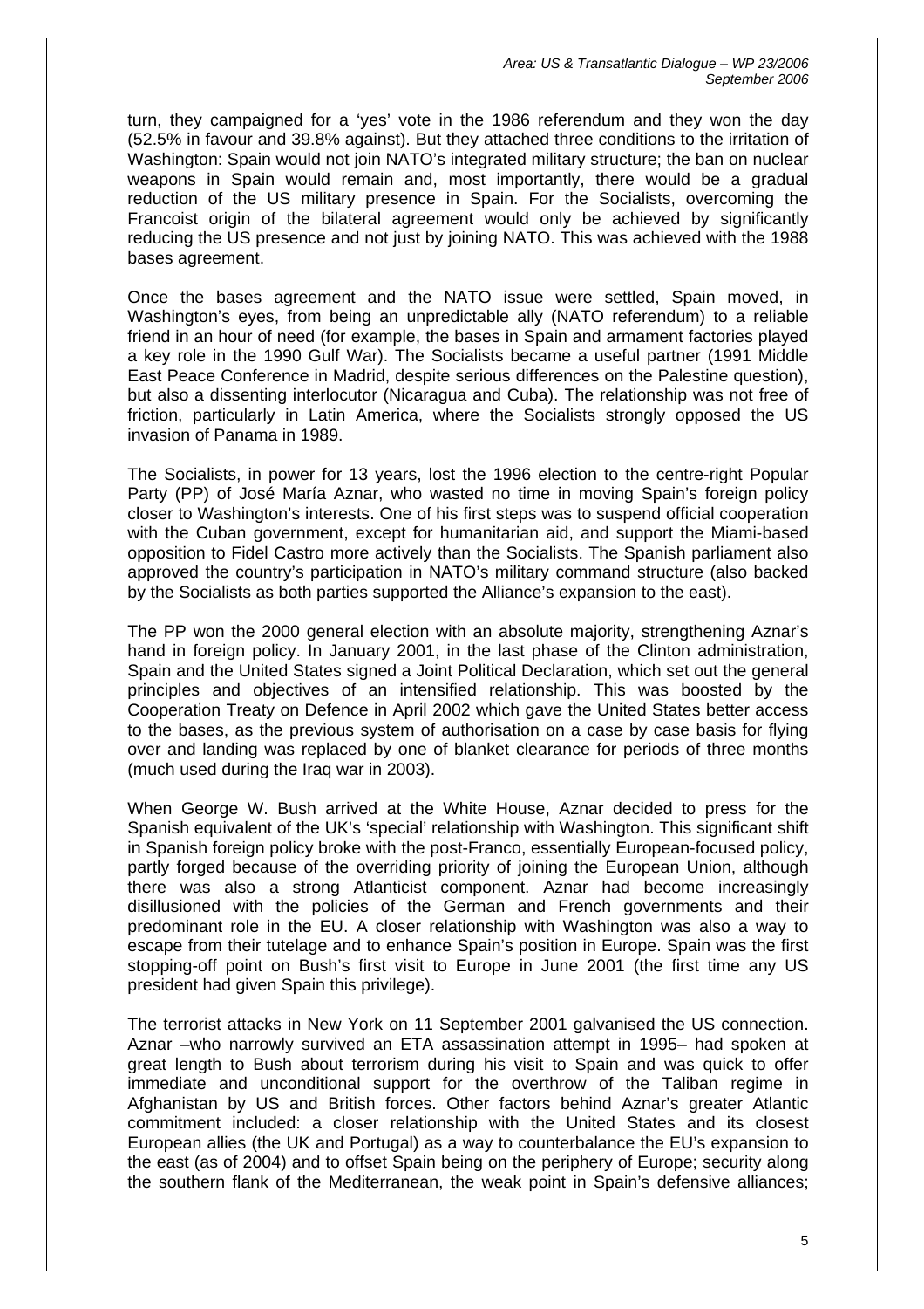turn, they campaigned for a 'yes' vote in the 1986 referendum and they won the day (52.5% in favour and 39.8% against). But they attached three conditions to the irritation of Washington: Spain would not join NATO's integrated military structure; the ban on nuclear weapons in Spain would remain and, most importantly, there would be a gradual reduction of the US military presence in Spain. For the Socialists, overcoming the Francoist origin of the bilateral agreement would only be achieved by significantly reducing the US presence and not just by joining NATO. This was achieved with the 1988 bases agreement.

Once the bases agreement and the NATO issue were settled, Spain moved, in Washington's eyes, from being an unpredictable ally (NATO referendum) to a reliable friend in an hour of need (for example, the bases in Spain and armament factories played a key role in the 1990 Gulf War). The Socialists became a useful partner (1991 Middle East Peace Conference in Madrid, despite serious differences on the Palestine question), but also a dissenting interlocutor (Nicaragua and Cuba). The relationship was not free of friction, particularly in Latin America, where the Socialists strongly opposed the US invasion of Panama in 1989.

The Socialists, in power for 13 years, lost the 1996 election to the centre-right Popular Party (PP) of José María Aznar, who wasted no time in moving Spain's foreign policy closer to Washington's interests. One of his first steps was to suspend official cooperation with the Cuban government, except for humanitarian aid, and support the Miami-based opposition to Fidel Castro more actively than the Socialists. The Spanish parliament also approved the country's participation in NATO's military command structure (also backed by the Socialists as both parties supported the Alliance's expansion to the east).

The PP won the 2000 general election with an absolute majority, strengthening Aznar's hand in foreign policy. In January 2001, in the last phase of the Clinton administration, Spain and the United States signed a Joint Political Declaration, which set out the general principles and objectives of an intensified relationship. This was boosted by the Cooperation Treaty on Defence in April 2002 which gave the United States better access to the bases, as the previous system of authorisation on a case by case basis for flying over and landing was replaced by one of blanket clearance for periods of three months (much used during the Iraq war in 2003).

When George W. Bush arrived at the White House, Aznar decided to press for the Spanish equivalent of the UK's 'special' relationship with Washington. This significant shift in Spanish foreign policy broke with the post-Franco, essentially European-focused policy, partly forged because of the overriding priority of joining the European Union, although there was also a strong Atlanticist component. Aznar had become increasingly disillusioned with the policies of the German and French governments and their predominant role in the EU. A closer relationship with Washington was also a way to escape from their tutelage and to enhance Spain's position in Europe. Spain was the first stopping-off point on Bush's first visit to Europe in June 2001 (the first time any US president had given Spain this privilege).

The terrorist attacks in New York on 11 September 2001 galvanised the US connection. Aznar –who narrowly survived an ETA assassination attempt in 1995– had spoken at great length to Bush about terrorism during his visit to Spain and was quick to offer immediate and unconditional support for the overthrow of the Taliban regime in Afghanistan by US and British forces. Other factors behind Aznar's greater Atlantic commitment included: a closer relationship with the United States and its closest European allies (the UK and Portugal) as a way to counterbalance the EU's expansion to the east (as of 2004) and to offset Spain being on the periphery of Europe; security along the southern flank of the Mediterranean, the weak point in Spain's defensive alliances;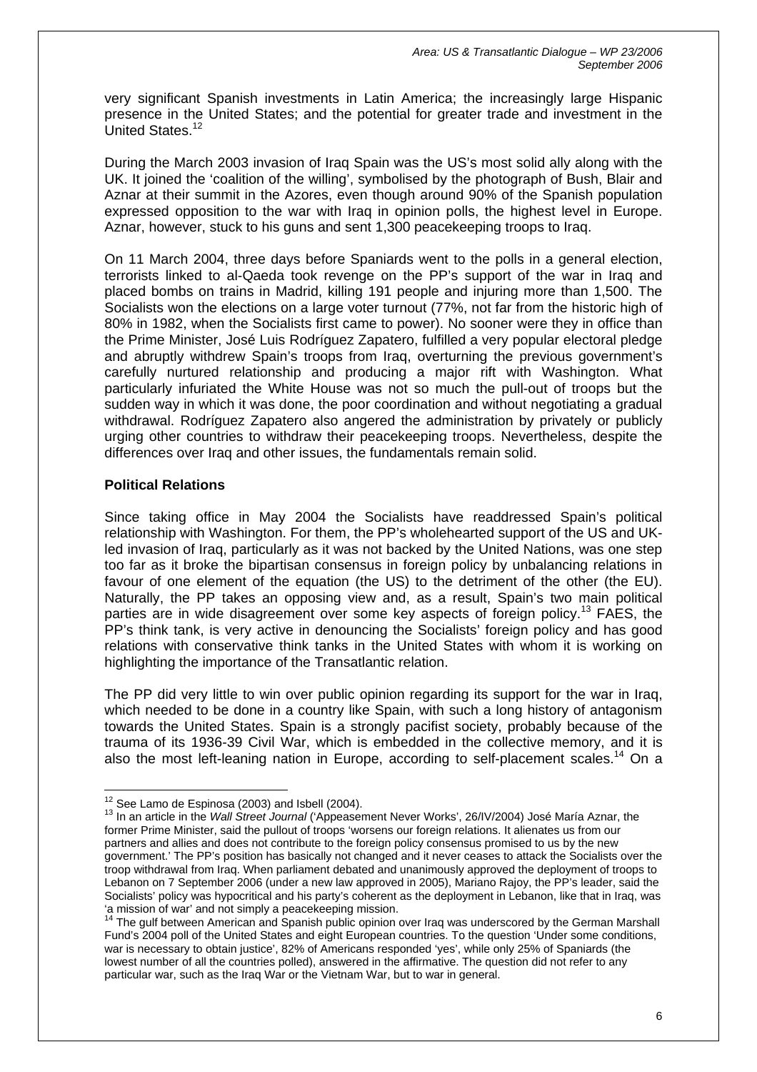very significant Spanish investments in Latin America; the increasingly large Hispanic presence in the United States; and the potential for greater trade and investment in the United States.[12]

During the March 2003 invasion of Iraq Spain was the US's most solid ally along with the UK. It joined the 'coalition of the willing', symbolised by the photograph of Bush, Blair and Aznar at their summit in the Azores, even though around 90% of the Spanish population expressed opposition to the war with Iraq in opinion polls, the highest level in Europe. Aznar, however, stuck to his guns and sent 1,300 peacekeeping troops to Iraq.

On 11 March 2004, three days before Spaniards went to the polls in a general election, terrorists linked to al-Qaeda took revenge on the PP's support of the war in Iraq and placed bombs on trains in Madrid, killing 191 people and injuring more than 1,500. The Socialists won the elections on a large voter turnout (77%, not far from the historic high of 80% in 1982, when the Socialists first came to power). No sooner were they in office than the Prime Minister, José Luis Rodríguez Zapatero, fulfilled a very popular electoral pledge and abruptly withdrew Spain's troops from Iraq, overturning the previous government's carefully nurtured relationship and producing a major rift with Washington. What particularly infuriated the White House was not so much the pull-out of troops but the sudden way in which it was done, the poor coordination and without negotiating a gradual withdrawal. Rodríguez Zapatero also angered the administration by privately or publicly urging other countries to withdraw their peacekeeping troops. Nevertheless, despite the differences over Iraq and other issues, the fundamentals remain solid.

### Political Relations

Since taking office in May 2004 the Socialists have readdressed Spain's political relationship with Washington. For them, the PP's wholehearted support of the US and UK-led invasion of Iraq, particularly as it was not backed by the United Nations, was one step too far as it broke the bipartisan consensus in foreign policy by unbalancing relations in favour of one element of the equation (the US) to the detriment of the other (the EU). Naturally, the PP takes an opposing view and, as a result, Spain's two main political parties are in wide disagreement over some key aspects of foreign policy.[13] FAES, the PP's think tank, is very active in denouncing the Socialists' foreign policy and has good relations with conservative think tanks in the United States with whom it is working on highlighting the importance of the Transatlantic relation.

The PP did very little to win over public opinion regarding its support for the war in Iraq, which needed to be done in a country like Spain, with such a long history of antagonism towards the United States. Spain is a strongly pacifist society, probably because of the trauma of its 1936-39 Civil War, which is embedded in the collective memory, and it is also the most left-leaning nation in Europe, according to self-placement scales.[14] On a

---

[12] See Lamo de Espinosa (2003) and Isbell (2004).

[13] In an article in the *Wall Street Journal* ('Appeasement Never Works', 26/IV/2004) José María Aznar, the former Prime Minister, said the pullout of troops 'worsens our foreign relations. It alienates us from our partners and allies and does not contribute to the foreign policy consensus promised to us by the new government.' The PP's position has basically not changed and it never ceases to attack the Socialists over the troop withdrawal from Iraq. When parliament debated and unanimously approved the deployment of troops to Lebanon on 7 September 2006 (under a new law approved in 2005), Mariano Rajoy, the PP's leader, said the Socialists' policy was hypocritical and his party's coherent as the deployment in Lebanon, like that in Iraq, was 'a mission of war' and not simply a peacekeeping mission.

[14] The gulf between American and Spanish public opinion over Iraq was underscored by the German Marshall Fund's 2004 poll of the United States and eight European countries. To the question 'Under some conditions, war is necessary to obtain justice', 82% of Americans responded 'yes', while only 25% of Spaniards (the lowest number of all the countries polled), answered in the affirmative. The question did not refer to any particular war, such as the Iraq War or the Vietnam War, but to war in general.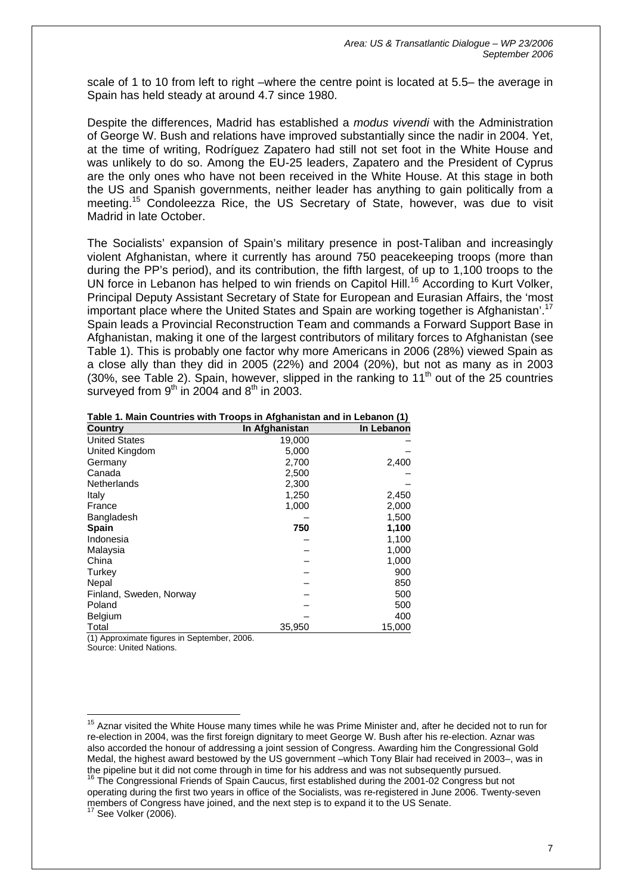scale of 1 to 10 from left to right –where the centre point is located at 5.5– the average in Spain has held steady at around 4.7 since 1980.

Despite the differences, Madrid has established a *modus vivendi* with the Administration of George W. Bush and relations have improved substantially since the nadir in 2004. Yet, at the time of writing, Rodríguez Zapatero had still not set foot in the White House and was unlikely to do so. Among the EU-25 leaders, Zapatero and the President of Cyprus are the only ones who have not been received in the White House. At this stage in both the US and Spanish governments, neither leader has anything to gain politically from a meeting.[15] Condoleezza Rice, the US Secretary of State, however, was due to visit Madrid in late October.

The Socialists' expansion of Spain's military presence in post-Taliban and increasingly violent Afghanistan, where it currently has around 750 peacekeeping troops (more than during the PP's period), and its contribution, the fifth largest, of up to 1,100 troops to the UN force in Lebanon has helped to win friends on Capitol Hill.[16] According to Kurt Volker, Principal Deputy Assistant Secretary of State for European and Eurasian Affairs, the 'most important place where the United States and Spain are working together is Afghanistan'.[17] Spain leads a Provincial Reconstruction Team and commands a Forward Support Base in Afghanistan, making it one of the largest contributors of military forces to Afghanistan (see Table 1). This is probably one factor why more Americans in 2006 (28%) viewed Spain as a close ally than they did in 2005 (22%) and 2004 (20%), but not as many as in 2003 (30%, see Table 2). Spain, however, slipped in the ranking to 11th out of the 25 countries surveyed from 9th in 2004 and 8th in 2003.

**Table 1. Main Countries with Troops in Afghanistan and in Lebanon (1)**

| Country | In Afghanistan | In Lebanon |
|---|---|---|
| United States | 19,000 | – |
| United Kingdom | 5,000 | – |
| Germany | 2,700 | 2,400 |
| Canada | 2,500 | – |
| Netherlands | 2,300 | – |
| Italy | 1,250 | 2,450 |
| France | 1,000 | 2,000 |
| Bangladesh | – | 1,500 |
| **Spain** | **750** | **1,100** |
| Indonesia | – | 1,100 |
| Malaysia | – | 1,000 |
| China | – | 1,000 |
| Turkey | – | 900 |
| Nepal | – | 850 |
| Finland, Sweden, Norway | – | 500 |
| Poland | – | 500 |
| Belgium | – | 400 |
| Total | 35,950 | 15,000 |

(1) Approximate figures in September, 2006.
Source: United Nations.

[15] Aznar visited the White House many times while he was Prime Minister and, after he decided not to run for re-election in 2004, was the first foreign dignitary to meet George W. Bush after his re-election. Aznar was also accorded the honour of addressing a joint session of Congress. Awarding him the Congressional Gold Medal, the highest award bestowed by the US government –which Tony Blair had received in 2003–, was in the pipeline but it did not come through in time for his address and was not subsequently pursued.

[16] The Congressional Friends of Spain Caucus, first established during the 2001-02 Congress but not operating during the first two years in office of the Socialists, was re-registered in June 2006. Twenty-seven members of Congress have joined, and the next step is to expand it to the US Senate.

[17] See Volker (2006).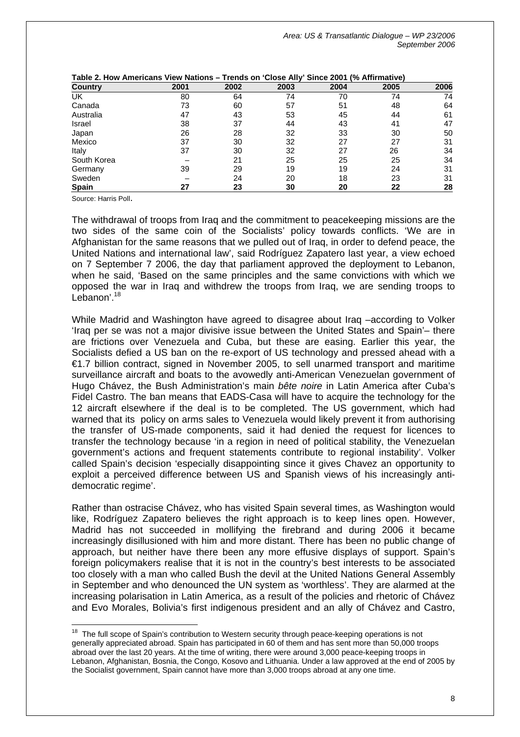**Table 2. How Americans View Nations – Trends on 'Close Ally' Since 2001 (% Affirmative)**

| Country | 2001 | 2002 | 2003 | 2004 | 2005 | 2006 |
|---|---|---|---|---|---|---|
| UK | 80 | 64 | 74 | 70 | 74 | 74 |
| Canada | 73 | 60 | 57 | 51 | 48 | 64 |
| Australia | 47 | 43 | 53 | 45 | 44 | 61 |
| Israel | 38 | 37 | 44 | 43 | 41 | 47 |
| Japan | 26 | 28 | 32 | 33 | 30 | 50 |
| Mexico | 37 | 30 | 32 | 27 | 27 | 31 |
| Italy | 37 | 30 | 32 | 27 | 26 | 34 |
| South Korea | – | 21 | 25 | 25 | 25 | 34 |
| Germany | 39 | 29 | 19 | 19 | 24 | 31 |
| Sweden | – | 24 | 20 | 18 | 23 | 31 |
| **Spain** | **27** | **23** | **30** | **20** | **22** | **28** |

Source: Harris Poll.

The withdrawal of troops from Iraq and the commitment to peacekeeping missions are the two sides of the same coin of the Socialists' policy towards conflicts. 'We are in Afghanistan for the same reasons that we pulled out of Iraq, in order to defend peace, the United Nations and international law', said Rodríguez Zapatero last year, a view echoed on 7 September 7 2006, the day that parliament approved the deployment to Lebanon, when he said, 'Based on the same principles and the same convictions with which we opposed the war in Iraq and withdrew the troops from Iraq, we are sending troops to Lebanon'.[18]

While Madrid and Washington have agreed to disagree about Iraq –according to Volker 'Iraq per se was not a major divisive issue between the United States and Spain'– there are frictions over Venezuela and Cuba, but these are easing. Earlier this year, the Socialists defied a US ban on the re-export of US technology and pressed ahead with a €1.7 billion contract, signed in November 2005, to sell unarmed transport and maritime surveillance aircraft and boats to the avowedly anti-American Venezuelan government of Hugo Chávez, the Bush Administration's main *bête noire* in Latin America after Cuba's Fidel Castro. The ban means that EADS-Casa will have to acquire the technology for the 12 aircraft elsewhere if the deal is to be completed. The US government, which had warned that its policy on arms sales to Venezuela would likely prevent it from authorising the transfer of US-made components, said it had denied the request for licences to transfer the technology because 'in a region in need of political stability, the Venezuelan government's actions and frequent statements contribute to regional instability'. Volker called Spain's decision 'especially disappointing since it gives Chavez an opportunity to exploit a perceived difference between US and Spanish views of his increasingly anti-democratic regime'.

Rather than ostracise Chávez, who has visited Spain several times, as Washington would like, Rodríguez Zapatero believes the right approach is to keep lines open. However, Madrid has not succeeded in mollifying the firebrand and during 2006 it became increasingly disillusioned with him and more distant. There has been no public change of approach, but neither have there been any more effusive displays of support. Spain's foreign policymakers realise that it is not in the country's best interests to be associated too closely with a man who called Bush the devil at the United Nations General Assembly in September and who denounced the UN system as 'worthless'. They are alarmed at the increasing polarisation in Latin America, as a result of the policies and rhetoric of Chávez and Evo Morales, Bolivia's first indigenous president and an ally of Chávez and Castro,

[18] The full scope of Spain's contribution to Western security through peace-keeping operations is not generally appreciated abroad. Spain has participated in 60 of them and has sent more than 50,000 troops abroad over the last 20 years. At the time of writing, there were around 3,000 peace-keeping troops in Lebanon, Afghanistan, Bosnia, the Congo, Kosovo and Lithuania. Under a law approved at the end of 2005 by the Socialist government, Spain cannot have more than 3,000 troops abroad at any one time.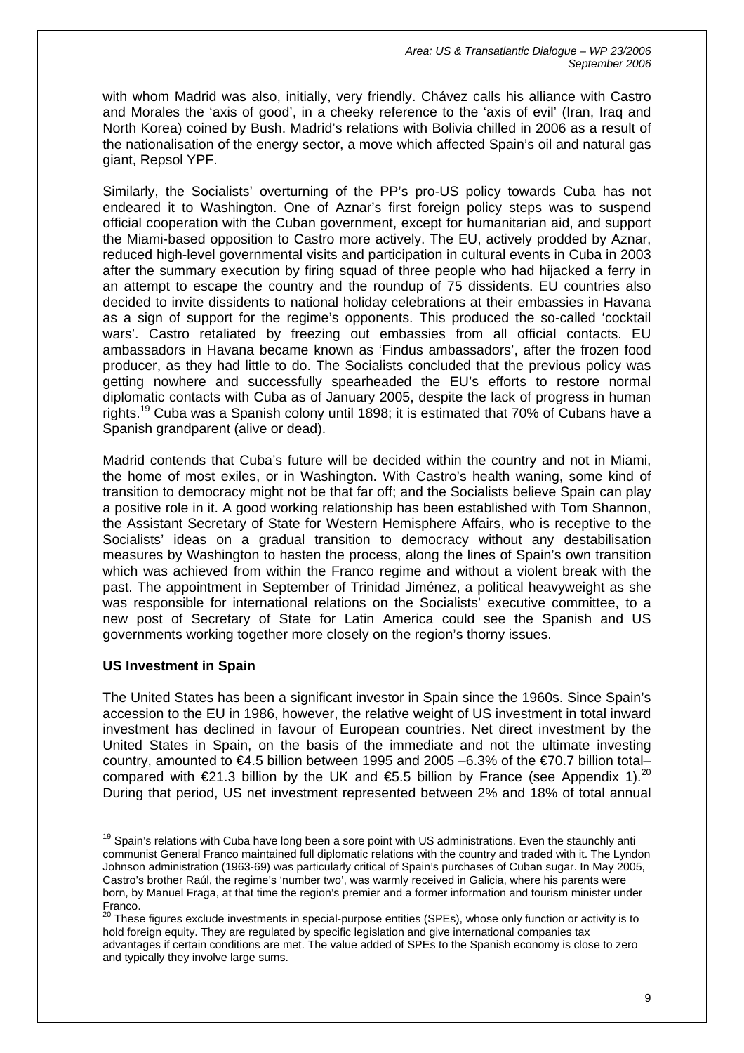with whom Madrid was also, initially, very friendly. Chávez calls his alliance with Castro and Morales the 'axis of good', in a cheeky reference to the 'axis of evil' (Iran, Iraq and North Korea) coined by Bush. Madrid's relations with Bolivia chilled in 2006 as a result of the nationalisation of the energy sector, a move which affected Spain's oil and natural gas giant, Repsol YPF.

Similarly, the Socialists' overturning of the PP's pro-US policy towards Cuba has not endeared it to Washington. One of Aznar's first foreign policy steps was to suspend official cooperation with the Cuban government, except for humanitarian aid, and support the Miami-based opposition to Castro more actively. The EU, actively prodded by Aznar, reduced high-level governmental visits and participation in cultural events in Cuba in 2003 after the summary execution by firing squad of three people who had hijacked a ferry in an attempt to escape the country and the roundup of 75 dissidents. EU countries also decided to invite dissidents to national holiday celebrations at their embassies in Havana as a sign of support for the regime's opponents. This produced the so-called 'cocktail wars'. Castro retaliated by freezing out embassies from all official contacts. EU ambassadors in Havana became known as 'Findus ambassadors', after the frozen food producer, as they had little to do. The Socialists concluded that the previous policy was getting nowhere and successfully spearheaded the EU's efforts to restore normal diplomatic contacts with Cuba as of January 2005, despite the lack of progress in human rights.[19] Cuba was a Spanish colony until 1898; it is estimated that 70% of Cubans have a Spanish grandparent (alive or dead).

Madrid contends that Cuba's future will be decided within the country and not in Miami, the home of most exiles, or in Washington. With Castro's health waning, some kind of transition to democracy might not be that far off; and the Socialists believe Spain can play a positive role in it. A good working relationship has been established with Tom Shannon, the Assistant Secretary of State for Western Hemisphere Affairs, who is receptive to the Socialists' ideas on a gradual transition to democracy without any destabilisation measures by Washington to hasten the process, along the lines of Spain's own transition which was achieved from within the Franco regime and without a violent break with the past. The appointment in September of Trinidad Jiménez, a political heavyweight as she was responsible for international relations on the Socialists' executive committee, to a new post of Secretary of State for Latin America could see the Spanish and US governments working together more closely on the region's thorny issues.

**US Investment in Spain**

The United States has been a significant investor in Spain since the 1960s. Since Spain's accession to the EU in 1986, however, the relative weight of US investment in total inward investment has declined in favour of European countries. Net direct investment by the United States in Spain, on the basis of the immediate and not the ultimate investing country, amounted to €4.5 billion between 1995 and 2005 –6.3% of the €70.7 billion total– compared with €21.3 billion by the UK and €5.5 billion by France (see Appendix 1).[20] During that period, US net investment represented between 2% and 18% of total annual

---

[19] Spain's relations with Cuba have long been a sore point with US administrations. Even the staunchly anti communist General Franco maintained full diplomatic relations with the country and traded with it. The Lyndon Johnson administration (1963-69) was particularly critical of Spain's purchases of Cuban sugar. In May 2005, Castro's brother Raúl, the regime's 'number two', was warmly received in Galicia, where his parents were born, by Manuel Fraga, at that time the region's premier and a former information and tourism minister under Franco.

[20] These figures exclude investments in special-purpose entities (SPEs), whose only function or activity is to hold foreign equity. They are regulated by specific legislation and give international companies tax advantages if certain conditions are met. The value added of SPEs to the Spanish economy is close to zero and typically they involve large sums.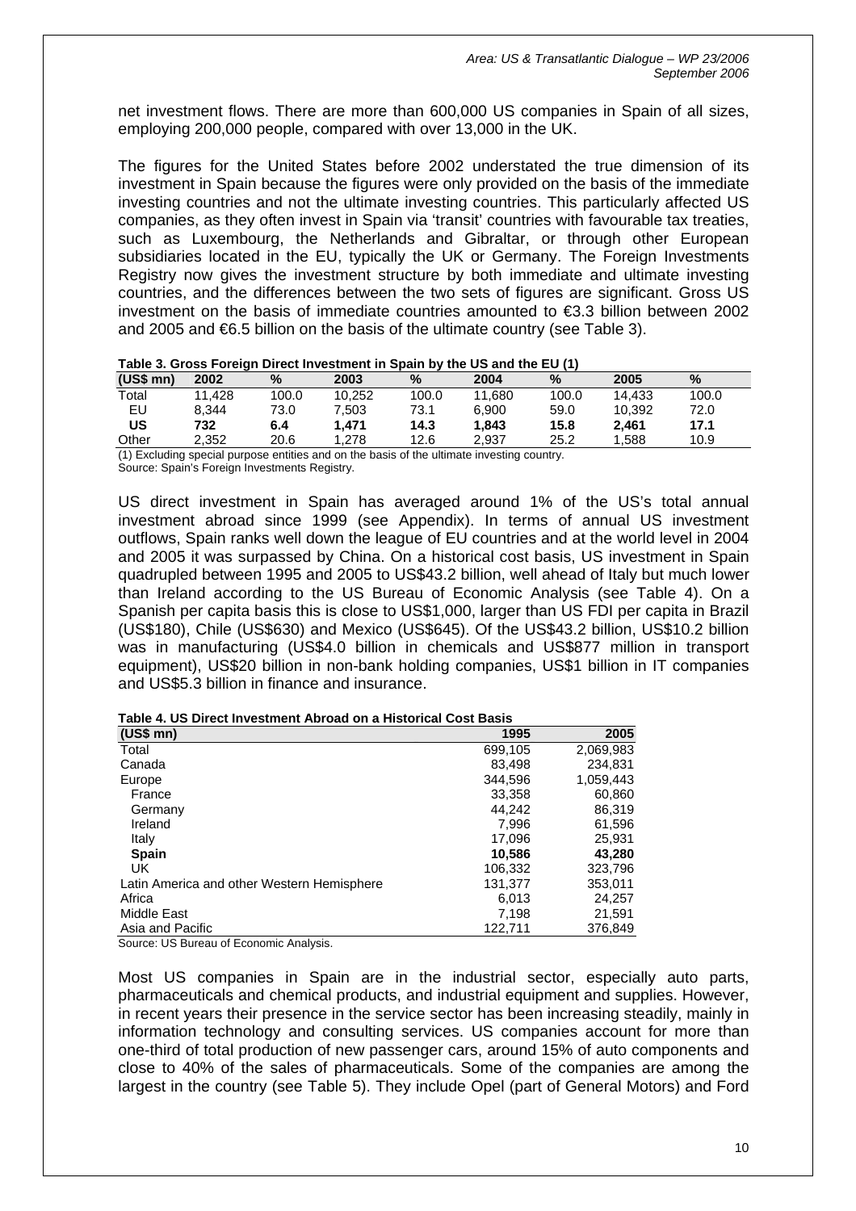net investment flows. There are more than 600,000 US companies in Spain of all sizes, employing 200,000 people, compared with over 13,000 in the UK.

The figures for the United States before 2002 understated the true dimension of its investment in Spain because the figures were only provided on the basis of the immediate investing countries and not the ultimate investing countries. This particularly affected US companies, as they often invest in Spain via 'transit' countries with favourable tax treaties, such as Luxembourg, the Netherlands and Gibraltar, or through other European subsidiaries located in the EU, typically the UK or Germany. The Foreign Investments Registry now gives the investment structure by both immediate and ultimate investing countries, and the differences between the two sets of figures are significant. Gross US investment on the basis of immediate countries amounted to €3.3 billion between 2002 and 2005 and €6.5 billion on the basis of the ultimate country (see Table 3).

**Table 3. Gross Foreign Direct Investment in Spain by the US and the EU (1)**

| (US$ mn) | 2002 | % | 2003 | % | 2004 | % | 2005 | % |
|---|---|---|---|---|---|---|---|---|
| Total | 11,428 | 100.0 | 10,252 | 100.0 | 11,680 | 100.0 | 14,433 | 100.0 |
| EU | 8,344 | 73.0 | 7,503 | 73.1 | 6,900 | 59.0 | 10,392 | 72.0 |
| **US** | **732** | **6.4** | **1,471** | **14.3** | **1,843** | **15.8** | **2,461** | **17.1** |
| Other | 2,352 | 20.6 | 1,278 | 12.6 | 2,937 | 25.2 | 1,588 | 10.9 |

(1) Excluding special purpose entities and on the basis of the ultimate investing country.
Source: Spain's Foreign Investments Registry.

US direct investment in Spain has averaged around 1% of the US's total annual investment abroad since 1999 (see Appendix). In terms of annual US investment outflows, Spain ranks well down the league of EU countries and at the world level in 2004 and 2005 it was surpassed by China. On a historical cost basis, US investment in Spain quadrupled between 1995 and 2005 to US$43.2 billion, well ahead of Italy but much lower than Ireland according to the US Bureau of Economic Analysis (see Table 4). On a Spanish per capita basis this is close to US$1,000, larger than US FDI per capita in Brazil (US$180), Chile (US$630) and Mexico (US$645). Of the US$43.2 billion, US$10.2 billion was in manufacturing (US$4.0 billion in chemicals and US$877 million in transport equipment), US$20 billion in non-bank holding companies, US$1 billion in IT companies and US$5.3 billion in finance and insurance.

**Table 4. US Direct Investment Abroad on a Historical Cost Basis**

| (US$ mn) | 1995 | 2005 |
|---|---|---|
| Total | 699,105 | 2,069,983 |
| Canada | 83,498 | 234,831 |
| Europe | 344,596 | 1,059,443 |
| France | 33,358 | 60,860 |
| Germany | 44,242 | 86,319 |
| Ireland | 7,996 | 61,596 |
| Italy | 17,096 | 25,931 |
| **Spain** | **10,586** | **43,280** |
| UK | 106,332 | 323,796 |
| Latin America and other Western Hemisphere | 131,377 | 353,011 |
| Africa | 6,013 | 24,257 |
| Middle East | 7,198 | 21,591 |
| Asia and Pacific | 122,711 | 376,849 |

Source: US Bureau of Economic Analysis.

Most US companies in Spain are in the industrial sector, especially auto parts, pharmaceuticals and chemical products, and industrial equipment and supplies. However, in recent years their presence in the service sector has been increasing steadily, mainly in information technology and consulting services. US companies account for more than one-third of total production of new passenger cars, around 15% of auto components and close to 40% of the sales of pharmaceuticals. Some of the companies are among the largest in the country (see Table 5). They include Opel (part of General Motors) and Ford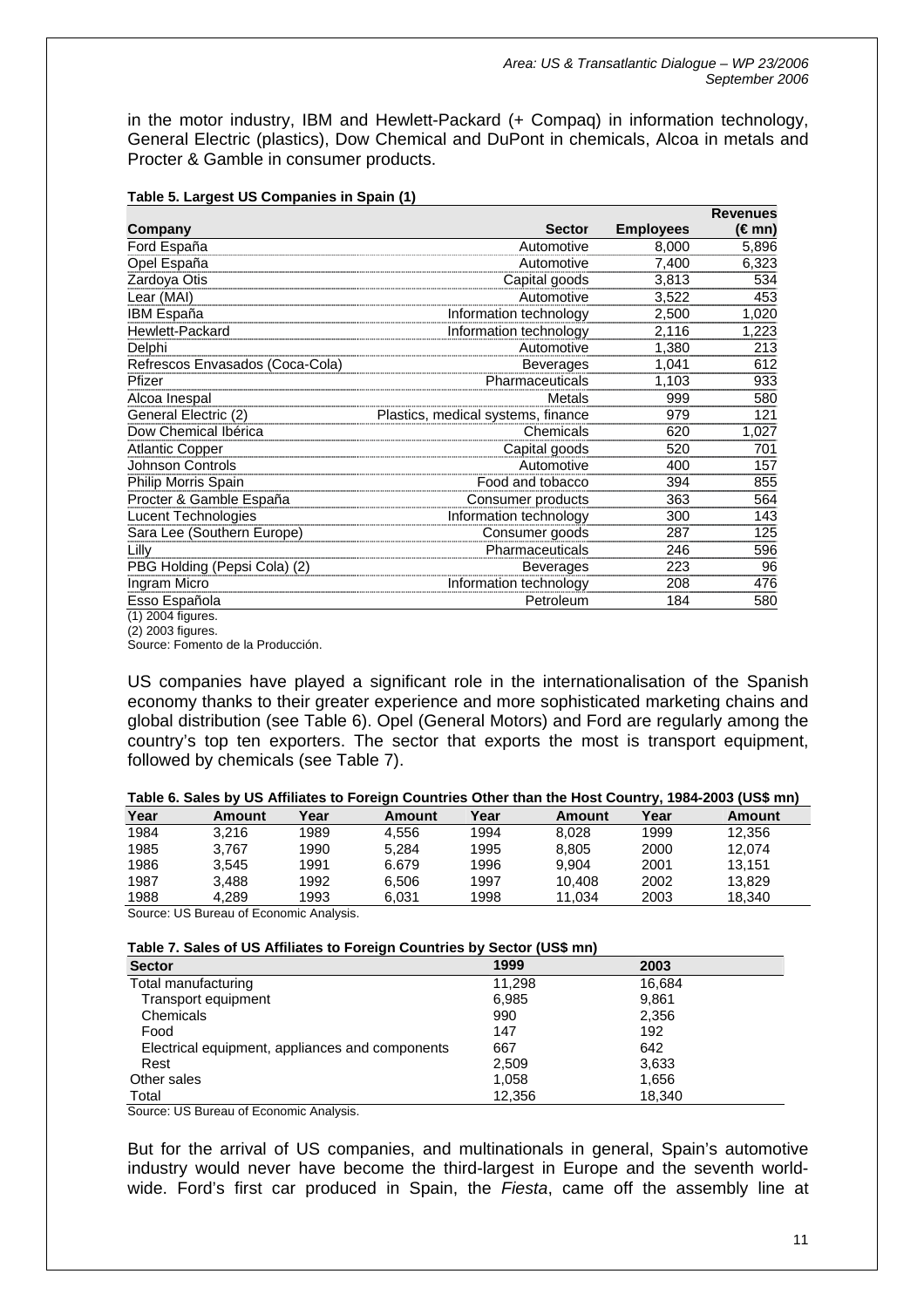in the motor industry, IBM and Hewlett-Packard (+ Compaq) in information technology, General Electric (plastics), Dow Chemical and DuPont in chemicals, Alcoa in metals and Procter & Gamble in consumer products.

**Table 5. Largest US Companies in Spain (1)**

| Company | Sector | Employees | Revenues (€ mn) |
|---|---|---|---|
| Ford España | Automotive | 8,000 | 5,896 |
| Opel España | Automotive | 7,400 | 6,323 |
| Zardoya Otis | Capital goods | 3,813 | 534 |
| Lear (MAI) | Automotive | 3,522 | 453 |
| IBM España | Information technology | 2,500 | 1,020 |
| Hewlett-Packard | Information technology | 2,116 | 1,223 |
| Delphi | Automotive | 1,380 | 213 |
| Refrescos Envasados (Coca-Cola) | Beverages | 1,041 | 612 |
| Pfizer | Pharmaceuticals | 1,103 | 933 |
| Alcoa Inespal | Metals | 999 | 580 |
| General Electric (2) | Plastics, medical systems, finance | 979 | 121 |
| Dow Chemical Ibérica | Chemicals | 620 | 1,027 |
| Atlantic Copper | Capital goods | 520 | 701 |
| Johnson Controls | Automotive | 400 | 157 |
| Philip Morris Spain | Food and tobacco | 394 | 855 |
| Procter & Gamble España | Consumer products | 363 | 564 |
| Lucent Technologies | Information technology | 300 | 143 |
| Sara Lee (Southern Europe) | Consumer goods | 287 | 125 |
| Lilly | Pharmaceuticals | 246 | 596 |
| PBG Holding (Pepsi Cola) (2) | Beverages | 223 | 96 |
| Ingram Micro | Information technology | 208 | 476 |
| Esso Española | Petroleum | 184 | 580 |

(1) 2004 figures.
(2) 2003 figures.
Source: Fomento de la Producción.

US companies have played a significant role in the internationalisation of the Spanish economy thanks to their greater experience and more sophisticated marketing chains and global distribution (see Table 6). Opel (General Motors) and Ford are regularly among the country's top ten exporters. The sector that exports the most is transport equipment, followed by chemicals (see Table 7).

**Table 6. Sales by US Affiliates to Foreign Countries Other than the Host Country, 1984-2003 (US$ mn)**

| Year | Amount | Year | Amount | Year | Amount | Year | Amount |
|---|---|---|---|---|---|---|---|
| 1984 | 3,216 | 1989 | 4,556 | 1994 | 8,028 | 1999 | 12,356 |
| 1985 | 3,767 | 1990 | 5,284 | 1995 | 8,805 | 2000 | 12,074 |
| 1986 | 3,545 | 1991 | 6.679 | 1996 | 9,904 | 2001 | 13,151 |
| 1987 | 3,488 | 1992 | 6,506 | 1997 | 10,408 | 2002 | 13,829 |
| 1988 | 4,289 | 1993 | 6,031 | 1998 | 11,034 | 2003 | 18,340 |

Source: US Bureau of Economic Analysis.

**Table 7. Sales of US Affiliates to Foreign Countries by Sector (US$ mn)**

| Sector | 1999 | 2003 |
|---|---|---|
| Total manufacturing | 11,298 | 16,684 |
| Transport equipment | 6,985 | 9,861 |
| Chemicals | 990 | 2,356 |
| Food | 147 | 192 |
| Electrical equipment, appliances and components | 667 | 642 |
| Rest | 2,509 | 3,633 |
| Other sales | 1,058 | 1,656 |
| Total | 12,356 | 18,340 |

Source: US Bureau of Economic Analysis.

But for the arrival of US companies, and multinationals in general, Spain's automotive industry would never have become the third-largest in Europe and the seventh worldwide. Ford's first car produced in Spain, the *Fiesta*, came off the assembly line at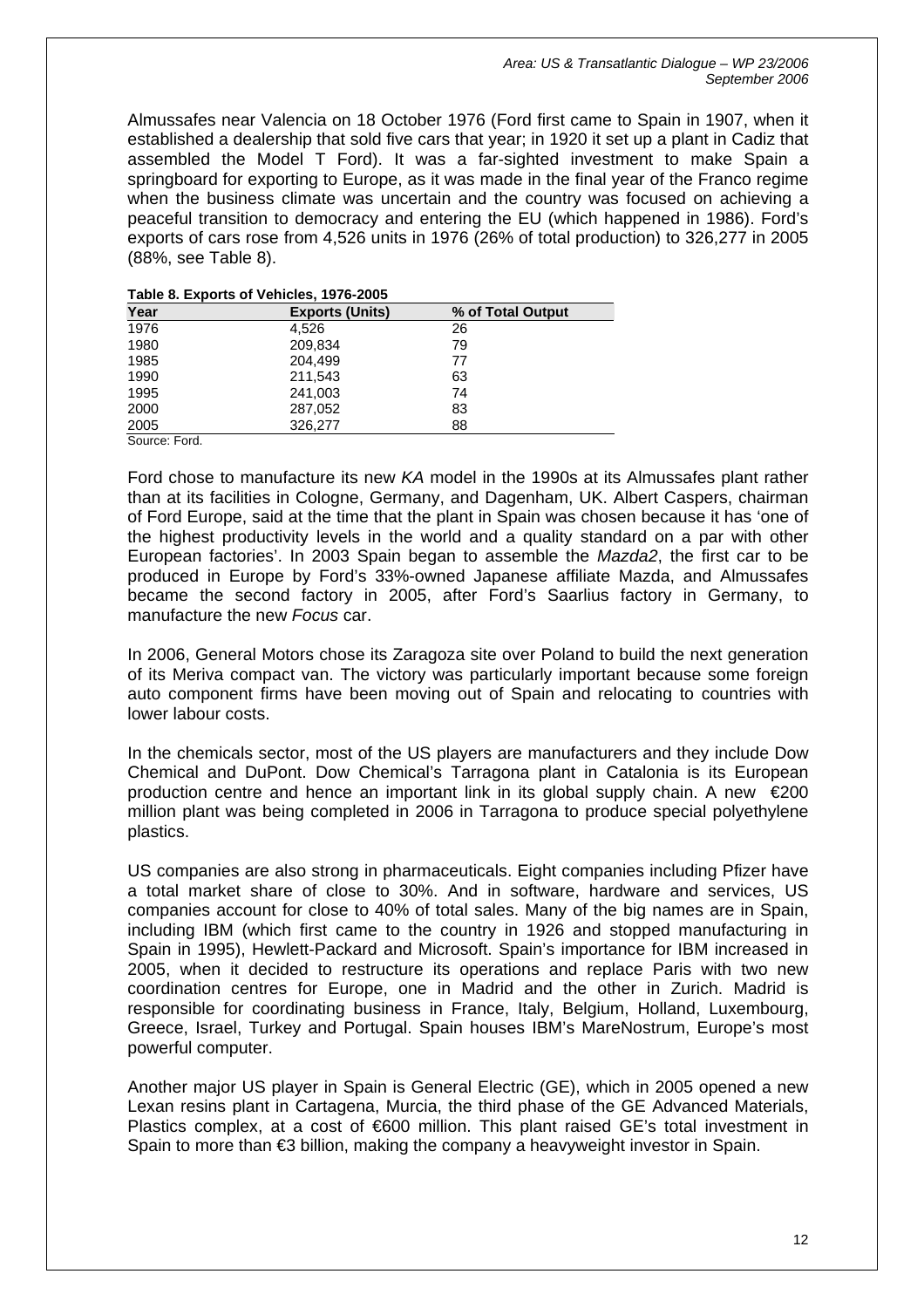Almussafes near Valencia on 18 October 1976 (Ford first came to Spain in 1907, when it established a dealership that sold five cars that year; in 1920 it set up a plant in Cadiz that assembled the Model T Ford). It was a far-sighted investment to make Spain a springboard for exporting to Europe, as it was made in the final year of the Franco regime when the business climate was uncertain and the country was focused on achieving a peaceful transition to democracy and entering the EU (which happened in 1986). Ford's exports of cars rose from 4,526 units in 1976 (26% of total production) to 326,277 in 2005 (88%, see Table 8).

**Table 8. Exports of Vehicles, 1976-2005**

| Year | Exports (Units) | % of Total Output |
|---|---|---|
| 1976 | 4,526 | 26 |
| 1980 | 209,834 | 79 |
| 1985 | 204,499 | 77 |
| 1990 | 211,543 | 63 |
| 1995 | 241,003 | 74 |
| 2000 | 287,052 | 83 |
| 2005 | 326,277 | 88 |

Source: Ford.

Ford chose to manufacture its new *KA* model in the 1990s at its Almussafes plant rather than at its facilities in Cologne, Germany, and Dagenham, UK. Albert Caspers, chairman of Ford Europe, said at the time that the plant in Spain was chosen because it has 'one of the highest productivity levels in the world and a quality standard on a par with other European factories'. In 2003 Spain began to assemble the *Mazda2*, the first car to be produced in Europe by Ford's 33%-owned Japanese affiliate Mazda, and Almussafes became the second factory in 2005, after Ford's Saarlius factory in Germany, to manufacture the new *Focus* car.

In 2006, General Motors chose its Zaragoza site over Poland to build the next generation of its Meriva compact van. The victory was particularly important because some foreign auto component firms have been moving out of Spain and relocating to countries with lower labour costs.

In the chemicals sector, most of the US players are manufacturers and they include Dow Chemical and DuPont. Dow Chemical's Tarragona plant in Catalonia is its European production centre and hence an important link in its global supply chain. A new €200 million plant was being completed in 2006 in Tarragona to produce special polyethylene plastics.

US companies are also strong in pharmaceuticals. Eight companies including Pfizer have a total market share of close to 30%. And in software, hardware and services, US companies account for close to 40% of total sales. Many of the big names are in Spain, including IBM (which first came to the country in 1926 and stopped manufacturing in Spain in 1995), Hewlett-Packard and Microsoft. Spain's importance for IBM increased in 2005, when it decided to restructure its operations and replace Paris with two new coordination centres for Europe, one in Madrid and the other in Zurich. Madrid is responsible for coordinating business in France, Italy, Belgium, Holland, Luxembourg, Greece, Israel, Turkey and Portugal. Spain houses IBM's MareNostrum, Europe's most powerful computer.

Another major US player in Spain is General Electric (GE), which in 2005 opened a new Lexan resins plant in Cartagena, Murcia, the third phase of the GE Advanced Materials, Plastics complex, at a cost of €600 million. This plant raised GE's total investment in Spain to more than €3 billion, making the company a heavyweight investor in Spain.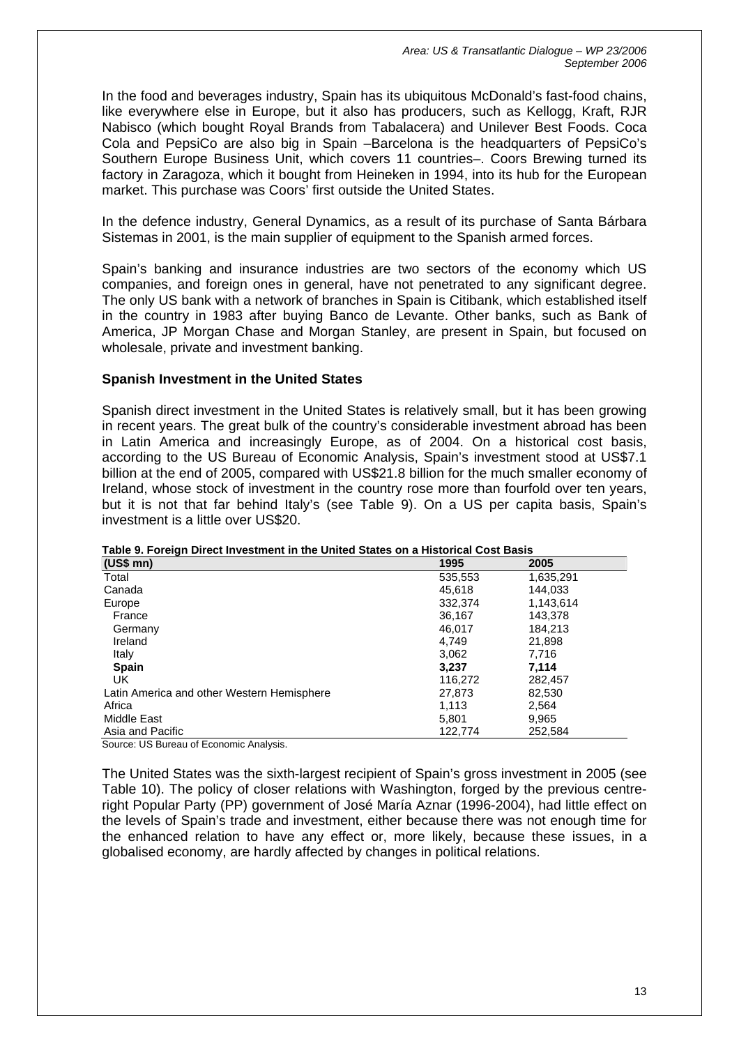In the food and beverages industry, Spain has its ubiquitous McDonald's fast-food chains, like everywhere else in Europe, but it also has producers, such as Kellogg, Kraft, RJR Nabisco (which bought Royal Brands from Tabalacera) and Unilever Best Foods. Coca Cola and PepsiCo are also big in Spain –Barcelona is the headquarters of PepsiCo's Southern Europe Business Unit, which covers 11 countries–. Coors Brewing turned its factory in Zaragoza, which it bought from Heineken in 1994, into its hub for the European market. This purchase was Coors' first outside the United States.

In the defence industry, General Dynamics, as a result of its purchase of Santa Bárbara Sistemas in 2001, is the main supplier of equipment to the Spanish armed forces.

Spain's banking and insurance industries are two sectors of the economy which US companies, and foreign ones in general, have not penetrated to any significant degree. The only US bank with a network of branches in Spain is Citibank, which established itself in the country in 1983 after buying Banco de Levante. Other banks, such as Bank of America, JP Morgan Chase and Morgan Stanley, are present in Spain, but focused on wholesale, private and investment banking.

### Spanish Investment in the United States

Spanish direct investment in the United States is relatively small, but it has been growing in recent years. The great bulk of the country's considerable investment abroad has been in Latin America and increasingly Europe, as of 2004. On a historical cost basis, according to the US Bureau of Economic Analysis, Spain's investment stood at US$7.1 billion at the end of 2005, compared with US$21.8 billion for the much smaller economy of Ireland, whose stock of investment in the country rose more than fourfold over ten years, but it is not that far behind Italy's (see Table 9). On a US per capita basis, Spain's investment is a little over US$20.

**Table 9. Foreign Direct Investment in the United States on a Historical Cost Basis**

| (US$ mn) | 1995 | 2005 |
|---|---|---|
| Total | 535,553 | 1,635,291 |
| Canada | 45,618 | 144,033 |
| Europe | 332,374 | 1,143,614 |
| France | 36,167 | 143,378 |
| Germany | 46,017 | 184,213 |
| Ireland | 4,749 | 21,898 |
| Italy | 3,062 | 7,716 |
| **Spain** | **3,237** | **7,114** |
| UK | 116,272 | 282,457 |
| Latin America and other Western Hemisphere | 27,873 | 82,530 |
| Africa | 1,113 | 2,564 |
| Middle East | 5,801 | 9,965 |
| Asia and Pacific | 122,774 | 252,584 |

Source: US Bureau of Economic Analysis.

The United States was the sixth-largest recipient of Spain's gross investment in 2005 (see Table 10). The policy of closer relations with Washington, forged by the previous centre-right Popular Party (PP) government of José María Aznar (1996-2004), had little effect on the levels of Spain's trade and investment, either because there was not enough time for the enhanced relation to have any effect or, more likely, because these issues, in a globalised economy, are hardly affected by changes in political relations.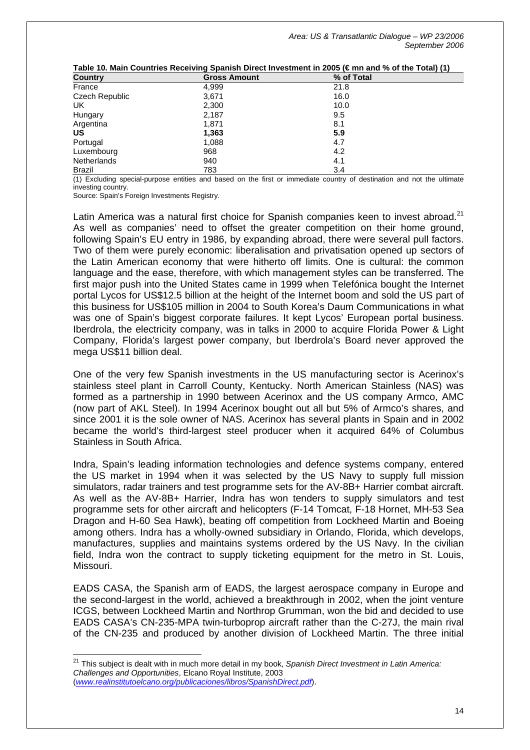**Table 10. Main Countries Receiving Spanish Direct Investment in 2005 (€ mn and % of the Total) (1)**

| Country | Gross Amount | % of Total |
|---|---|---|
| France | 4,999 | 21.8 |
| Czech Republic | 3,671 | 16.0 |
| UK | 2,300 | 10.0 |
| Hungary | 2,187 | 9.5 |
| Argentina | 1,871 | 8.1 |
| **US** | **1,363** | **5.9** |
| Portugal | 1,088 | 4.7 |
| Luxembourg | 968 | 4.2 |
| Netherlands | 940 | 4.1 |
| Brazil | 783 | 3.4 |

(1) Excluding special-purpose entities and based on the first or immediate country of destination and not the ultimate investing country.

Source: Spain's Foreign Investments Registry.

Latin America was a natural first choice for Spanish companies keen to invest abroad.[21] As well as companies' need to offset the greater competition on their home ground, following Spain's EU entry in 1986, by expanding abroad, there were several pull factors. Two of them were purely economic: liberalisation and privatisation opened up sectors of the Latin American economy that were hitherto off limits. One is cultural: the common language and the ease, therefore, with which management styles can be transferred. The first major push into the United States came in 1999 when Telefónica bought the Internet portal Lycos for US$12.5 billion at the height of the Internet boom and sold the US part of this business for US$105 million in 2004 to South Korea's Daum Communications in what was one of Spain's biggest corporate failures. It kept Lycos' European portal business. Iberdrola, the electricity company, was in talks in 2000 to acquire Florida Power & Light Company, Florida's largest power company, but Iberdrola's Board never approved the mega US$11 billion deal.

One of the very few Spanish investments in the US manufacturing sector is Acerinox's stainless steel plant in Carroll County, Kentucky. North American Stainless (NAS) was formed as a partnership in 1990 between Acerinox and the US company Armco, AMC (now part of AKL Steel). In 1994 Acerinox bought out all but 5% of Armco's shares, and since 2001 it is the sole owner of NAS. Acerinox has several plants in Spain and in 2002 became the world's third-largest steel producer when it acquired 64% of Columbus Stainless in South Africa.

Indra, Spain's leading information technologies and defence systems company, entered the US market in 1994 when it was selected by the US Navy to supply full mission simulators, radar trainers and test programme sets for the AV-8B+ Harrier combat aircraft. As well as the AV-8B+ Harrier, Indra has won tenders to supply simulators and test programme sets for other aircraft and helicopters (F-14 Tomcat, F-18 Hornet, MH-53 Sea Dragon and H-60 Sea Hawk), beating off competition from Lockheed Martin and Boeing among others. Indra has a wholly-owned subsidiary in Orlando, Florida, which develops, manufactures, supplies and maintains systems ordered by the US Navy. In the civilian field, Indra won the contract to supply ticketing equipment for the metro in St. Louis, Missouri.

EADS CASA, the Spanish arm of EADS, the largest aerospace company in Europe and the second-largest in the world, achieved a breakthrough in 2002, when the joint venture ICGS, between Lockheed Martin and Northrop Grumman, won the bid and decided to use EADS CASA's CN-235-MPA twin-turboprop aircraft rather than the C-27J, the main rival of the CN-235 and produced by another division of Lockheed Martin. The three initial

[21] This subject is dealt with in much more detail in my book, *Spanish Direct Investment in Latin America: Challenges and Opportunities*, Elcano Royal Institute, 2003 (*www.realinstitutoelcano.org/publicaciones/libros/SpanishDirect.pdf*).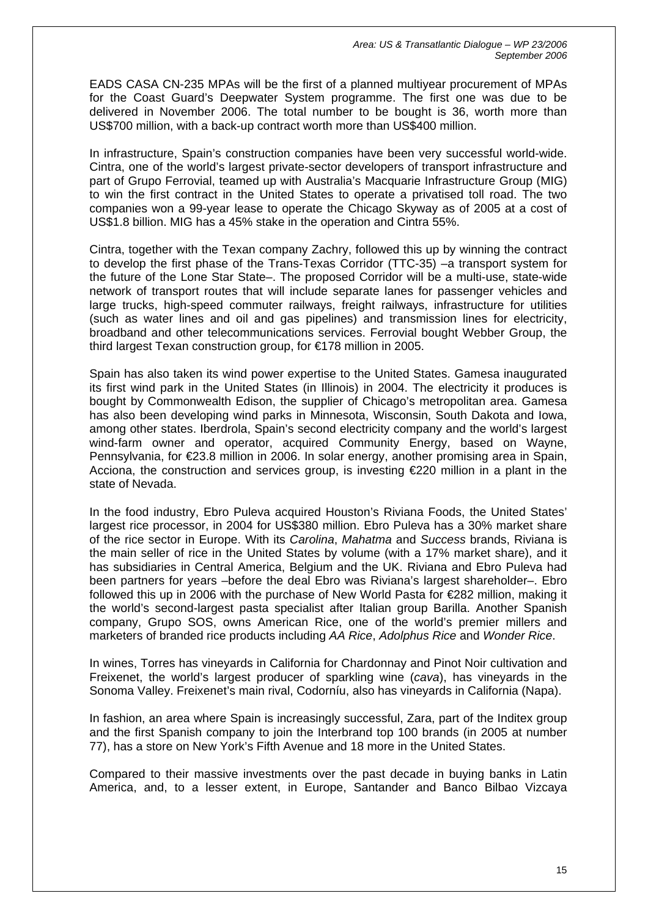EADS CASA CN-235 MPAs will be the first of a planned multiyear procurement of MPAs for the Coast Guard's Deepwater System programme. The first one was due to be delivered in November 2006. The total number to be bought is 36, worth more than US$700 million, with a back-up contract worth more than US$400 million.

In infrastructure, Spain's construction companies have been very successful world-wide. Cintra, one of the world's largest private-sector developers of transport infrastructure and part of Grupo Ferrovial, teamed up with Australia's Macquarie Infrastructure Group (MIG) to win the first contract in the United States to operate a privatised toll road. The two companies won a 99-year lease to operate the Chicago Skyway as of 2005 at a cost of US$1.8 billion. MIG has a 45% stake in the operation and Cintra 55%.

Cintra, together with the Texan company Zachry, followed this up by winning the contract to develop the first phase of the Trans-Texas Corridor (TTC-35) –a transport system for the future of the Lone Star State–. The proposed Corridor will be a multi-use, state-wide network of transport routes that will include separate lanes for passenger vehicles and large trucks, high-speed commuter railways, freight railways, infrastructure for utilities (such as water lines and oil and gas pipelines) and transmission lines for electricity, broadband and other telecommunications services. Ferrovial bought Webber Group, the third largest Texan construction group, for €178 million in 2005.

Spain has also taken its wind power expertise to the United States. Gamesa inaugurated its first wind park in the United States (in Illinois) in 2004. The electricity it produces is bought by Commonwealth Edison, the supplier of Chicago's metropolitan area. Gamesa has also been developing wind parks in Minnesota, Wisconsin, South Dakota and Iowa, among other states. Iberdrola, Spain's second electricity company and the world's largest wind-farm owner and operator, acquired Community Energy, based on Wayne, Pennsylvania, for €23.8 million in 2006. In solar energy, another promising area in Spain, Acciona, the construction and services group, is investing €220 million in a plant in the state of Nevada.

In the food industry, Ebro Puleva acquired Houston's Riviana Foods, the United States' largest rice processor, in 2004 for US$380 million. Ebro Puleva has a 30% market share of the rice sector in Europe. With its *Carolina*, *Mahatma* and *Success* brands, Riviana is the main seller of rice in the United States by volume (with a 17% market share), and it has subsidiaries in Central America, Belgium and the UK. Riviana and Ebro Puleva had been partners for years –before the deal Ebro was Riviana's largest shareholder–. Ebro followed this up in 2006 with the purchase of New World Pasta for €282 million, making it the world's second-largest pasta specialist after Italian group Barilla. Another Spanish company, Grupo SOS, owns American Rice, one of the world's premier millers and marketers of branded rice products including *AA Rice*, *Adolphus Rice* and *Wonder Rice*.

In wines, Torres has vineyards in California for Chardonnay and Pinot Noir cultivation and Freixenet, the world's largest producer of sparkling wine (*cava*), has vineyards in the Sonoma Valley. Freixenet's main rival, Codorníu, also has vineyards in California (Napa).

In fashion, an area where Spain is increasingly successful, Zara, part of the Inditex group and the first Spanish company to join the Interbrand top 100 brands (in 2005 at number 77), has a store on New York's Fifth Avenue and 18 more in the United States.

Compared to their massive investments over the past decade in buying banks in Latin America, and, to a lesser extent, in Europe, Santander and Banco Bilbao Vizcaya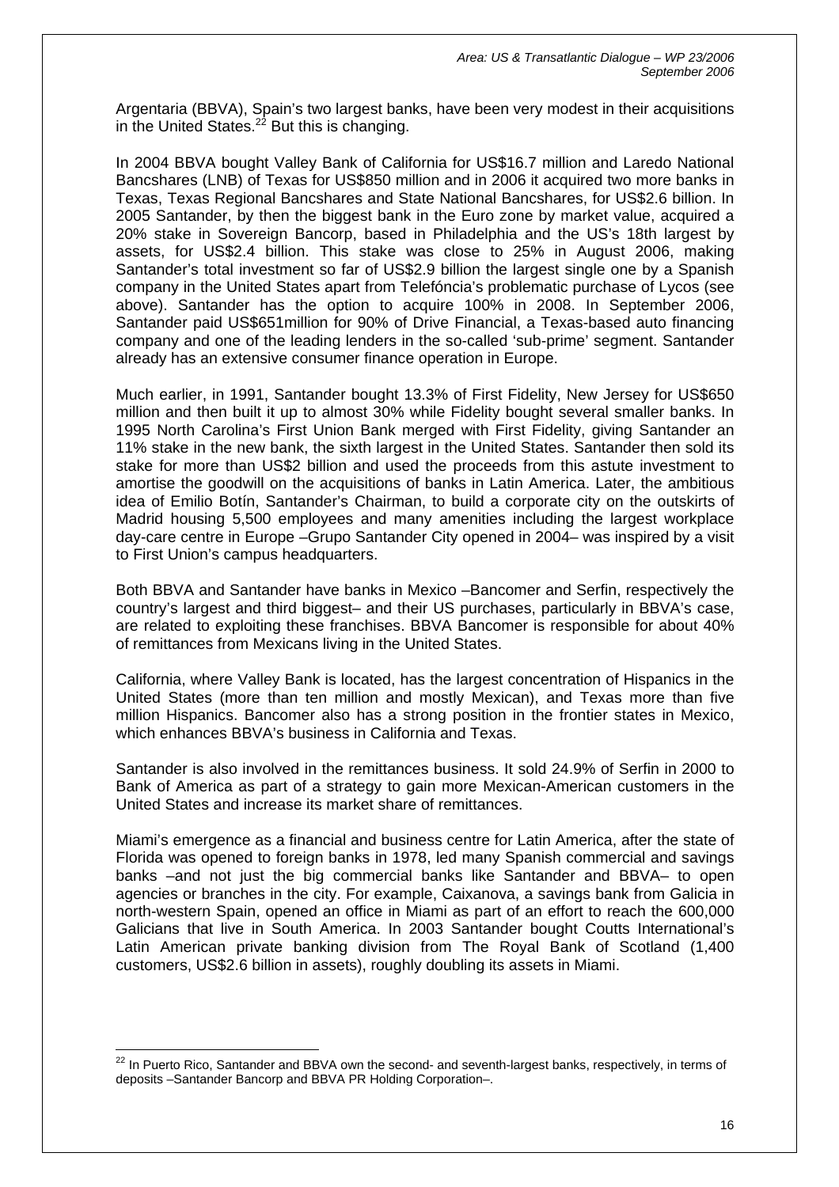Argentaria (BBVA), Spain's two largest banks, have been very modest in their acquisitions in the United States.[22] But this is changing.

In 2004 BBVA bought Valley Bank of California for US$16.7 million and Laredo National Bancshares (LNB) of Texas for US$850 million and in 2006 it acquired two more banks in Texas, Texas Regional Bancshares and State National Bancshares, for US$2.6 billion. In 2005 Santander, by then the biggest bank in the Euro zone by market value, acquired a 20% stake in Sovereign Bancorp, based in Philadelphia and the US's 18th largest by assets, for US$2.4 billion. This stake was close to 25% in August 2006, making Santander's total investment so far of US$2.9 billion the largest single one by a Spanish company in the United States apart from Telefóncia's problematic purchase of Lycos (see above). Santander has the option to acquire 100% in 2008. In September 2006, Santander paid US$651million for 90% of Drive Financial, a Texas-based auto financing company and one of the leading lenders in the so-called 'sub-prime' segment. Santander already has an extensive consumer finance operation in Europe.

Much earlier, in 1991, Santander bought 13.3% of First Fidelity, New Jersey for US$650 million and then built it up to almost 30% while Fidelity bought several smaller banks. In 1995 North Carolina's First Union Bank merged with First Fidelity, giving Santander an 11% stake in the new bank, the sixth largest in the United States. Santander then sold its stake for more than US$2 billion and used the proceeds from this astute investment to amortise the goodwill on the acquisitions of banks in Latin America. Later, the ambitious idea of Emilio Botín, Santander's Chairman, to build a corporate city on the outskirts of Madrid housing 5,500 employees and many amenities including the largest workplace day-care centre in Europe –Grupo Santander City opened in 2004– was inspired by a visit to First Union's campus headquarters.

Both BBVA and Santander have banks in Mexico –Bancomer and Serfin, respectively the country's largest and third biggest– and their US purchases, particularly in BBVA's case, are related to exploiting these franchises. BBVA Bancomer is responsible for about 40% of remittances from Mexicans living in the United States.

California, where Valley Bank is located, has the largest concentration of Hispanics in the United States (more than ten million and mostly Mexican), and Texas more than five million Hispanics. Bancomer also has a strong position in the frontier states in Mexico, which enhances BBVA's business in California and Texas.

Santander is also involved in the remittances business. It sold 24.9% of Serfin in 2000 to Bank of America as part of a strategy to gain more Mexican-American customers in the United States and increase its market share of remittances.

Miami's emergence as a financial and business centre for Latin America, after the state of Florida was opened to foreign banks in 1978, led many Spanish commercial and savings banks –and not just the big commercial banks like Santander and BBVA– to open agencies or branches in the city. For example, Caixanova, a savings bank from Galicia in north-western Spain, opened an office in Miami as part of an effort to reach the 600,000 Galicians that live in South America. In 2003 Santander bought Coutts International's Latin American private banking division from The Royal Bank of Scotland (1,400 customers, US$2.6 billion in assets), roughly doubling its assets in Miami.

---

[22] In Puerto Rico, Santander and BBVA own the second- and seventh-largest banks, respectively, in terms of deposits –Santander Bancorp and BBVA PR Holding Corporation–.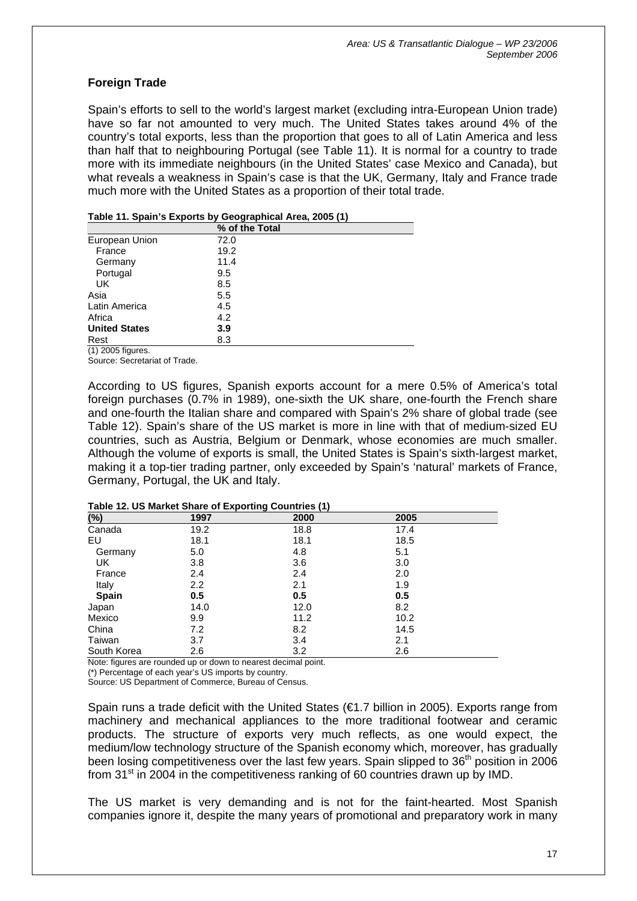## Foreign Trade

Spain's efforts to sell to the world's largest market (excluding intra-European Union trade) have so far not amounted to very much. The United States takes around 4% of the country's total exports, less than the proportion that goes to all of Latin America and less than half that to neighbouring Portugal (see Table 11). It is normal for a country to trade more with its immediate neighbours (in the United States' case Mexico and Canada), but what reveals a weakness in Spain's case is that the UK, Germany, Italy and France trade much more with the United States as a proportion of their total trade.

**Table 11. Spain's Exports by Geographical Area, 2005 (1)**

| | % of the Total |
|---|---|
| European Union | 72.0 |
| France | 19.2 |
| Germany | 11.4 |
| Portugal | 9.5 |
| UK | 8.5 |
| Asia | 5.5 |
| Latin America | 4.5 |
| Africa | 4.2 |
| **United States** | **3.9** |
| Rest | 8.3 |

(1) 2005 figures.
Source: Secretariat of Trade.

According to US figures, Spanish exports account for a mere 0.5% of America's total foreign purchases (0.7% in 1989), one-sixth the UK share, one-fourth the French share and one-fourth the Italian share and compared with Spain's 2% share of global trade (see Table 12). Spain's share of the US market is more in line with that of medium-sized EU countries, such as Austria, Belgium or Denmark, whose economies are much smaller. Although the volume of exports is small, the United States is Spain's sixth-largest market, making it a top-tier trading partner, only exceeded by Spain's 'natural' markets of France, Germany, Portugal, the UK and Italy.

**Table 12. US Market Share of Exporting Countries (1)**

| (%) | 1997 | 2000 | 2005 |
|---|---|---|---|
| Canada | 19.2 | 18.8 | 17.4 |
| EU | 18.1 | 18.1 | 18.5 |
| Germany | 5.0 | 4.8 | 5.1 |
| UK | 3.8 | 3.6 | 3.0 |
| France | 2.4 | 2.4 | 2.0 |
| Italy | 2.2 | 2.1 | 1.9 |
| **Spain** | **0.5** | **0.5** | **0.5** |
| Japan | 14.0 | 12.0 | 8.2 |
| Mexico | 9.9 | 11.2 | 10.2 |
| China | 7.2 | 8.2 | 14.5 |
| Taiwan | 3.7 | 3.4 | 2.1 |
| South Korea | 2.6 | 3.2 | 2.6 |

Note: figures are rounded up or down to nearest decimal point.
(*) Percentage of each year's US imports by country.
Source: US Department of Commerce, Bureau of Census.

Spain runs a trade deficit with the United States (€1.7 billion in 2005). Exports range from machinery and mechanical appliances to the more traditional footwear and ceramic products. The structure of exports very much reflects, as one would expect, the medium/low technology structure of the Spanish economy which, moreover, has gradually been losing competitiveness over the last few years. Spain slipped to 36th position in 2006 from 31st in 2004 in the competitiveness ranking of 60 countries drawn up by IMD.

The US market is very demanding and is not for the faint-hearted. Most Spanish companies ignore it, despite the many years of promotional and preparatory work in many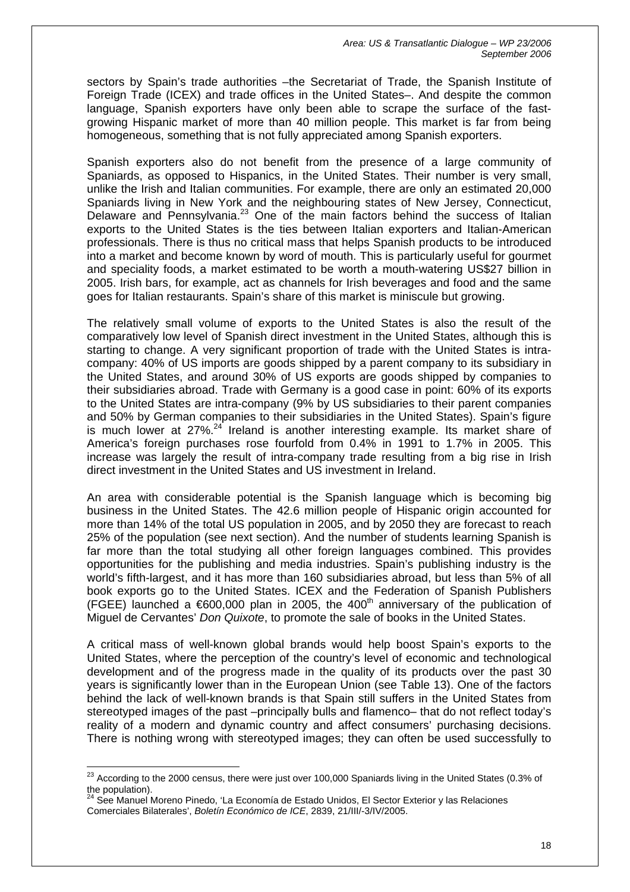sectors by Spain's trade authorities –the Secretariat of Trade, the Spanish Institute of Foreign Trade (ICEX) and trade offices in the United States–. And despite the common language, Spanish exporters have only been able to scrape the surface of the fast-growing Hispanic market of more than 40 million people. This market is far from being homogeneous, something that is not fully appreciated among Spanish exporters.

Spanish exporters also do not benefit from the presence of a large community of Spaniards, as opposed to Hispanics, in the United States. Their number is very small, unlike the Irish and Italian communities. For example, there are only an estimated 20,000 Spaniards living in New York and the neighbouring states of New Jersey, Connecticut, Delaware and Pennsylvania.[23] One of the main factors behind the success of Italian exports to the United States is the ties between Italian exporters and Italian-American professionals. There is thus no critical mass that helps Spanish products to be introduced into a market and become known by word of mouth. This is particularly useful for gourmet and speciality foods, a market estimated to be worth a mouth-watering US$27 billion in 2005. Irish bars, for example, act as channels for Irish beverages and food and the same goes for Italian restaurants. Spain's share of this market is miniscule but growing.

The relatively small volume of exports to the United States is also the result of the comparatively low level of Spanish direct investment in the United States, although this is starting to change. A very significant proportion of trade with the United States is intra-company: 40% of US imports are goods shipped by a parent company to its subsidiary in the United States, and around 30% of US exports are goods shipped by companies to their subsidiaries abroad. Trade with Germany is a good case in point: 60% of its exports to the United States are intra-company (9% by US subsidiaries to their parent companies and 50% by German companies to their subsidiaries in the United States). Spain's figure is much lower at 27%.[24] Ireland is another interesting example. Its market share of America's foreign purchases rose fourfold from 0.4% in 1991 to 1.7% in 2005. This increase was largely the result of intra-company trade resulting from a big rise in Irish direct investment in the United States and US investment in Ireland.

An area with considerable potential is the Spanish language which is becoming big business in the United States. The 42.6 million people of Hispanic origin accounted for more than 14% of the total US population in 2005, and by 2050 they are forecast to reach 25% of the population (see next section). And the number of students learning Spanish is far more than the total studying all other foreign languages combined. This provides opportunities for the publishing and media industries. Spain's publishing industry is the world's fifth-largest, and it has more than 160 subsidiaries abroad, but less than 5% of all book exports go to the United States. ICEX and the Federation of Spanish Publishers (FGEE) launched a €600,000 plan in 2005, the 400th anniversary of the publication of Miguel de Cervantes' *Don Quixote*, to promote the sale of books in the United States.

A critical mass of well-known global brands would help boost Spain's exports to the United States, where the perception of the country's level of economic and technological development and of the progress made in the quality of its products over the past 30 years is significantly lower than in the European Union (see Table 13). One of the factors behind the lack of well-known brands is that Spain still suffers in the United States from stereotyped images of the past –principally bulls and flamenco– that do not reflect today's reality of a modern and dynamic country and affect consumers' purchasing decisions. There is nothing wrong with stereotyped images; they can often be used successfully to

[23] According to the 2000 census, there were just over 100,000 Spaniards living in the United States (0.3% of the population).

[24] See Manuel Moreno Pinedo, 'La Economía de Estado Unidos, El Sector Exterior y las Relaciones Comerciales Bilaterales', *Boletín Económico de ICE*, 2839, 21/III/-3/IV/2005.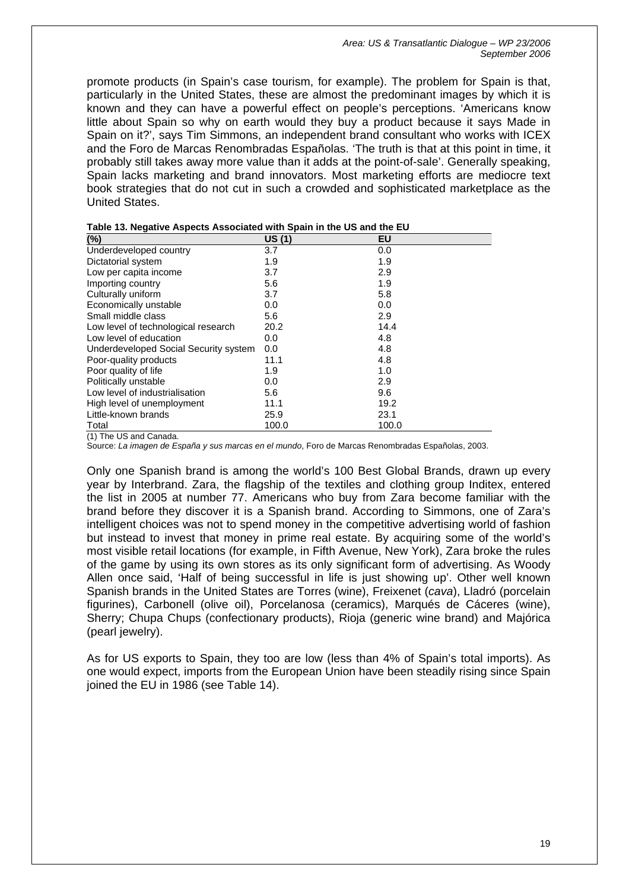promote products (in Spain's case tourism, for example). The problem for Spain is that, particularly in the United States, these are almost the predominant images by which it is known and they can have a powerful effect on people's perceptions. 'Americans know little about Spain so why on earth would they buy a product because it says Made in Spain on it?', says Tim Simmons, an independent brand consultant who works with ICEX and the Foro de Marcas Renombradas Españolas. 'The truth is that at this point in time, it probably still takes away more value than it adds at the point-of-sale'. Generally speaking, Spain lacks marketing and brand innovators. Most marketing efforts are mediocre text book strategies that do not cut in such a crowded and sophisticated marketplace as the United States.

**Table 13. Negative Aspects Associated with Spain in the US and the EU**

| (%) | US (1) | EU |
|---|---|---|
| Underdeveloped country | 3.7 | 0.0 |
| Dictatorial system | 1.9 | 1.9 |
| Low per capita income | 3.7 | 2.9 |
| Importing country | 5.6 | 1.9 |
| Culturally uniform | 3.7 | 5.8 |
| Economically unstable | 0.0 | 0.0 |
| Small middle class | 5.6 | 2.9 |
| Low level of technological research | 20.2 | 14.4 |
| Low level of education | 0.0 | 4.8 |
| Underdeveloped Social Security system | 0.0 | 4.8 |
| Poor-quality products | 11.1 | 4.8 |
| Poor quality of life | 1.9 | 1.0 |
| Politically unstable | 0.0 | 2.9 |
| Low level of industrialisation | 5.6 | 9.6 |
| High level of unemployment | 11.1 | 19.2 |
| Little-known brands | 25.9 | 23.1 |
| Total | 100.0 | 100.0 |

(1) The US and Canada.

Source: *La imagen de España y sus marcas en el mundo*, Foro de Marcas Renombradas Españolas, 2003.

Only one Spanish brand is among the world's 100 Best Global Brands, drawn up every year by Interbrand. Zara, the flagship of the textiles and clothing group Inditex, entered the list in 2005 at number 77. Americans who buy from Zara become familiar with the brand before they discover it is a Spanish brand. According to Simmons, one of Zara's intelligent choices was not to spend money in the competitive advertising world of fashion but instead to invest that money in prime real estate. By acquiring some of the world's most visible retail locations (for example, in Fifth Avenue, New York), Zara broke the rules of the game by using its own stores as its only significant form of advertising. As Woody Allen once said, 'Half of being successful in life is just showing up'. Other well known Spanish brands in the United States are Torres (wine), Freixenet (*cava*), Lladró (porcelain figurines), Carbonell (olive oil), Porcelanosa (ceramics), Marqués de Cáceres (wine), Sherry; Chupa Chups (confectionary products), Rioja (generic wine brand) and Majórica (pearl jewelry).

As for US exports to Spain, they too are low (less than 4% of Spain's total imports). As one would expect, imports from the European Union have been steadily rising since Spain joined the EU in 1986 (see Table 14).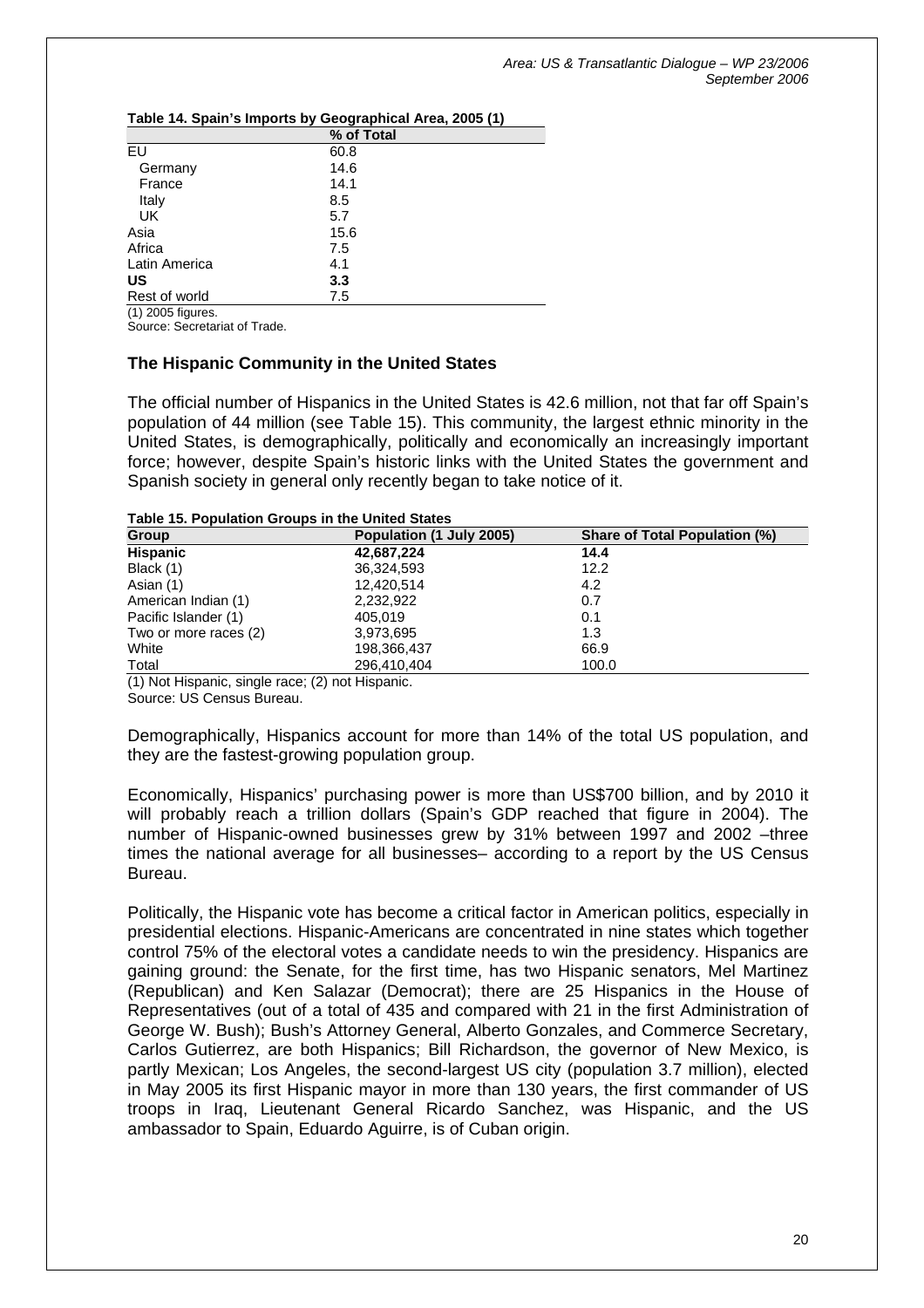**Table 14. Spain's Imports by Geographical Area, 2005 (1)**

| | % of Total |
|---|---|
| EU | 60.8 |
| Germany | 14.6 |
| France | 14.1 |
| Italy | 8.5 |
| UK | 5.7 |
| Asia | 15.6 |
| Africa | 7.5 |
| Latin America | 4.1 |
| **US** | **3.3** |
| Rest of world | 7.5 |

(1) 2005 figures.
Source: Secretariat of Trade.

### The Hispanic Community in the United States

The official number of Hispanics in the United States is 42.6 million, not that far off Spain's population of 44 million (see Table 15). This community, the largest ethnic minority in the United States, is demographically, politically and economically an increasingly important force; however, despite Spain's historic links with the United States the government and Spanish society in general only recently began to take notice of it.

**Table 15. Population Groups in the United States**

| Group | Population (1 July 2005) | Share of Total Population (%) |
|---|---|---|
| **Hispanic** | **42,687,224** | **14.4** |
| Black (1) | 36,324,593 | 12.2 |
| Asian (1) | 12,420,514 | 4.2 |
| American Indian (1) | 2,232,922 | 0.7 |
| Pacific Islander (1) | 405,019 | 0.1 |
| Two or more races (2) | 3,973,695 | 1.3 |
| White | 198,366,437 | 66.9 |
| Total | 296,410,404 | 100.0 |

(1) Not Hispanic, single race; (2) not Hispanic.
Source: US Census Bureau.

Demographically, Hispanics account for more than 14% of the total US population, and they are the fastest-growing population group.

Economically, Hispanics' purchasing power is more than US$700 billion, and by 2010 it will probably reach a trillion dollars (Spain's GDP reached that figure in 2004). The number of Hispanic-owned businesses grew by 31% between 1997 and 2002 –three times the national average for all businesses– according to a report by the US Census Bureau.

Politically, the Hispanic vote has become a critical factor in American politics, especially in presidential elections. Hispanic-Americans are concentrated in nine states which together control 75% of the electoral votes a candidate needs to win the presidency. Hispanics are gaining ground: the Senate, for the first time, has two Hispanic senators, Mel Martinez (Republican) and Ken Salazar (Democrat); there are 25 Hispanics in the House of Representatives (out of a total of 435 and compared with 21 in the first Administration of George W. Bush); Bush's Attorney General, Alberto Gonzales, and Commerce Secretary, Carlos Gutierrez, are both Hispanics; Bill Richardson, the governor of New Mexico, is partly Mexican; Los Angeles, the second-largest US city (population 3.7 million), elected in May 2005 its first Hispanic mayor in more than 130 years, the first commander of US troops in Iraq, Lieutenant General Ricardo Sanchez, was Hispanic, and the US ambassador to Spain, Eduardo Aguirre, is of Cuban origin.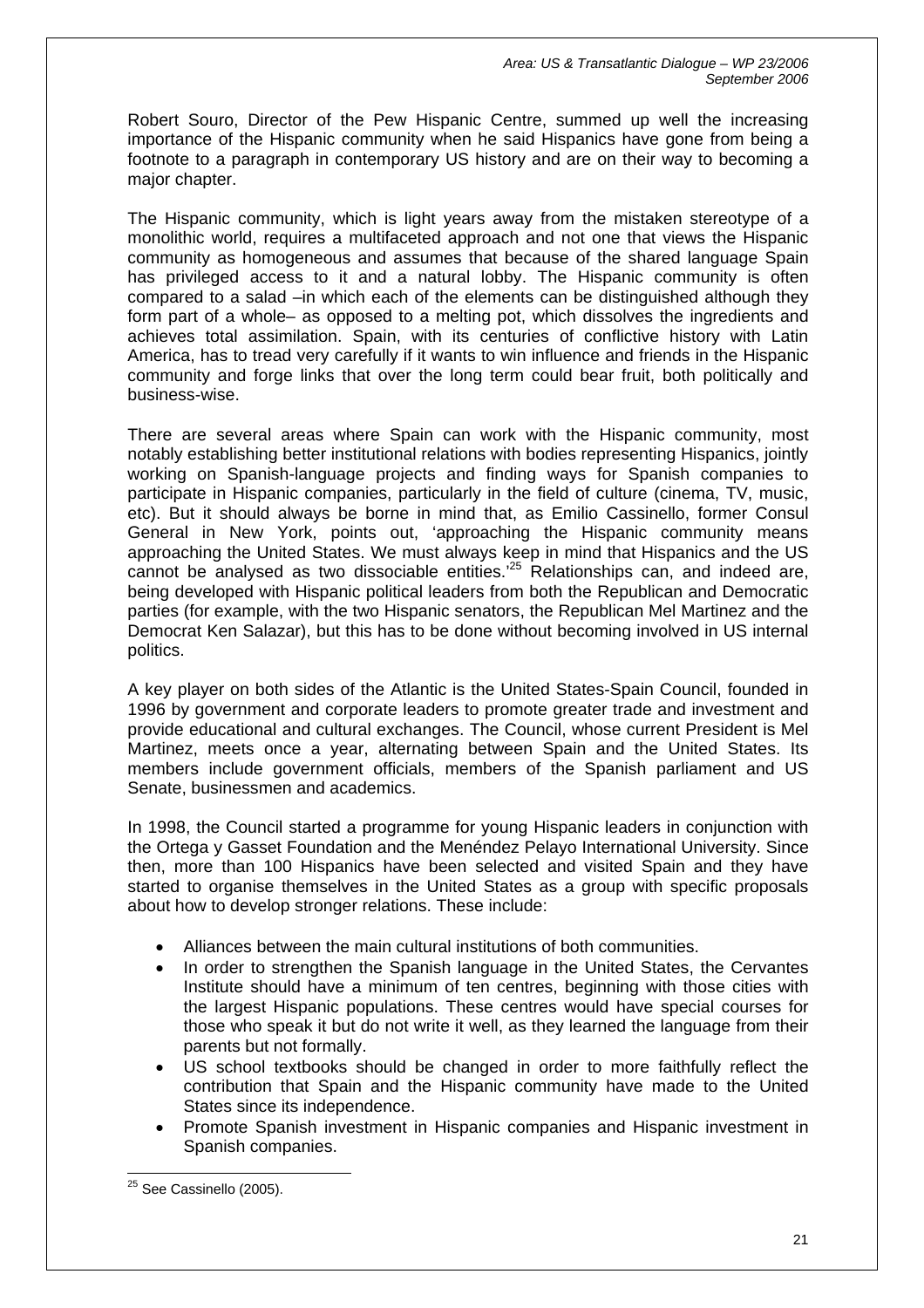Robert Souro, Director of the Pew Hispanic Centre, summed up well the increasing importance of the Hispanic community when he said Hispanics have gone from being a footnote to a paragraph in contemporary US history and are on their way to becoming a major chapter.

The Hispanic community, which is light years away from the mistaken stereotype of a monolithic world, requires a multifaceted approach and not one that views the Hispanic community as homogeneous and assumes that because of the shared language Spain has privileged access to it and a natural lobby. The Hispanic community is often compared to a salad –in which each of the elements can be distinguished although they form part of a whole– as opposed to a melting pot, which dissolves the ingredients and achieves total assimilation. Spain, with its centuries of conflictive history with Latin America, has to tread very carefully if it wants to win influence and friends in the Hispanic community and forge links that over the long term could bear fruit, both politically and business-wise.

There are several areas where Spain can work with the Hispanic community, most notably establishing better institutional relations with bodies representing Hispanics, jointly working on Spanish-language projects and finding ways for Spanish companies to participate in Hispanic companies, particularly in the field of culture (cinema, TV, music, etc). But it should always be borne in mind that, as Emilio Cassinello, former Consul General in New York, points out, 'approaching the Hispanic community means approaching the United States. We must always keep in mind that Hispanics and the US cannot be analysed as two dissociable entities.'[25] Relationships can, and indeed are, being developed with Hispanic political leaders from both the Republican and Democratic parties (for example, with the two Hispanic senators, the Republican Mel Martinez and the Democrat Ken Salazar), but this has to be done without becoming involved in US internal politics.

A key player on both sides of the Atlantic is the United States-Spain Council, founded in 1996 by government and corporate leaders to promote greater trade and investment and provide educational and cultural exchanges. The Council, whose current President is Mel Martinez, meets once a year, alternating between Spain and the United States. Its members include government officials, members of the Spanish parliament and US Senate, businessmen and academics.

In 1998, the Council started a programme for young Hispanic leaders in conjunction with the Ortega y Gasset Foundation and the Menéndez Pelayo International University. Since then, more than 100 Hispanics have been selected and visited Spain and they have started to organise themselves in the United States as a group with specific proposals about how to develop stronger relations. These include:

- Alliances between the main cultural institutions of both communities.
- In order to strengthen the Spanish language in the United States, the Cervantes Institute should have a minimum of ten centres, beginning with those cities with the largest Hispanic populations. These centres would have special courses for those who speak it but do not write it well, as they learned the language from their parents but not formally.
- US school textbooks should be changed in order to more faithfully reflect the contribution that Spain and the Hispanic community have made to the United States since its independence.
- Promote Spanish investment in Hispanic companies and Hispanic investment in Spanish companies.

[25] See Cassinello (2005).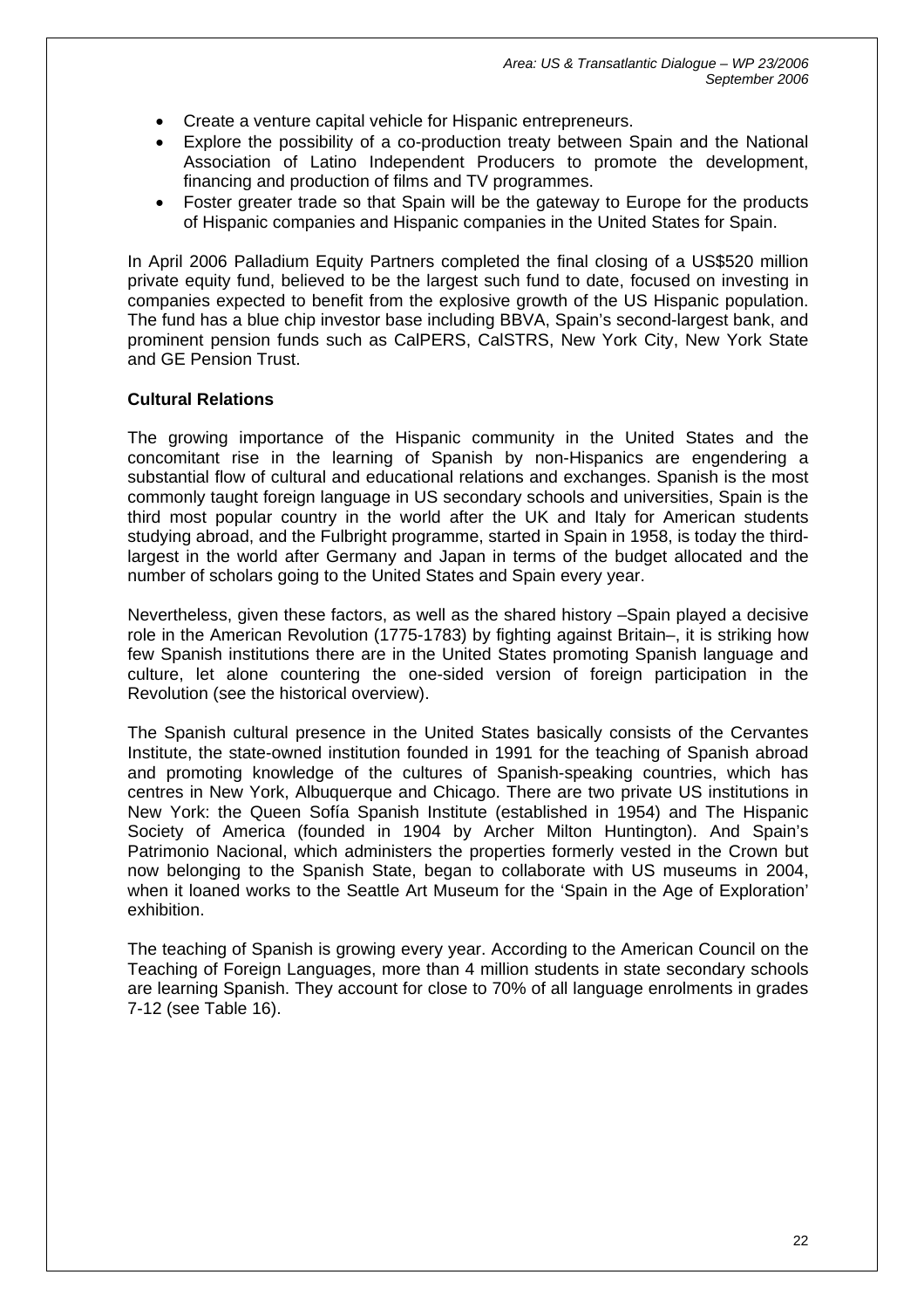- Create a venture capital vehicle for Hispanic entrepreneurs.
- Explore the possibility of a co-production treaty between Spain and the National Association of Latino Independent Producers to promote the development, financing and production of films and TV programmes.
- Foster greater trade so that Spain will be the gateway to Europe for the products of Hispanic companies and Hispanic companies in the United States for Spain.

In April 2006 Palladium Equity Partners completed the final closing of a US$520 million private equity fund, believed to be the largest such fund to date, focused on investing in companies expected to benefit from the explosive growth of the US Hispanic population. The fund has a blue chip investor base including BBVA, Spain's second-largest bank, and prominent pension funds such as CalPERS, CalSTRS, New York City, New York State and GE Pension Trust.

**Cultural Relations**

The growing importance of the Hispanic community in the United States and the concomitant rise in the learning of Spanish by non-Hispanics are engendering a substantial flow of cultural and educational relations and exchanges. Spanish is the most commonly taught foreign language in US secondary schools and universities, Spain is the third most popular country in the world after the UK and Italy for American students studying abroad, and the Fulbright programme, started in Spain in 1958, is today the third-largest in the world after Germany and Japan in terms of the budget allocated and the number of scholars going to the United States and Spain every year.

Nevertheless, given these factors, as well as the shared history –Spain played a decisive role in the American Revolution (1775-1783) by fighting against Britain–, it is striking how few Spanish institutions there are in the United States promoting Spanish language and culture, let alone countering the one-sided version of foreign participation in the Revolution (see the historical overview).

The Spanish cultural presence in the United States basically consists of the Cervantes Institute, the state-owned institution founded in 1991 for the teaching of Spanish abroad and promoting knowledge of the cultures of Spanish-speaking countries, which has centres in New York, Albuquerque and Chicago. There are two private US institutions in New York: the Queen Sofía Spanish Institute (established in 1954) and The Hispanic Society of America (founded in 1904 by Archer Milton Huntington). And Spain's Patrimonio Nacional, which administers the properties formerly vested in the Crown but now belonging to the Spanish State, began to collaborate with US museums in 2004, when it loaned works to the Seattle Art Museum for the 'Spain in the Age of Exploration' exhibition.

The teaching of Spanish is growing every year. According to the American Council on the Teaching of Foreign Languages, more than 4 million students in state secondary schools are learning Spanish. They account for close to 70% of all language enrolments in grades 7-12 (see Table 16).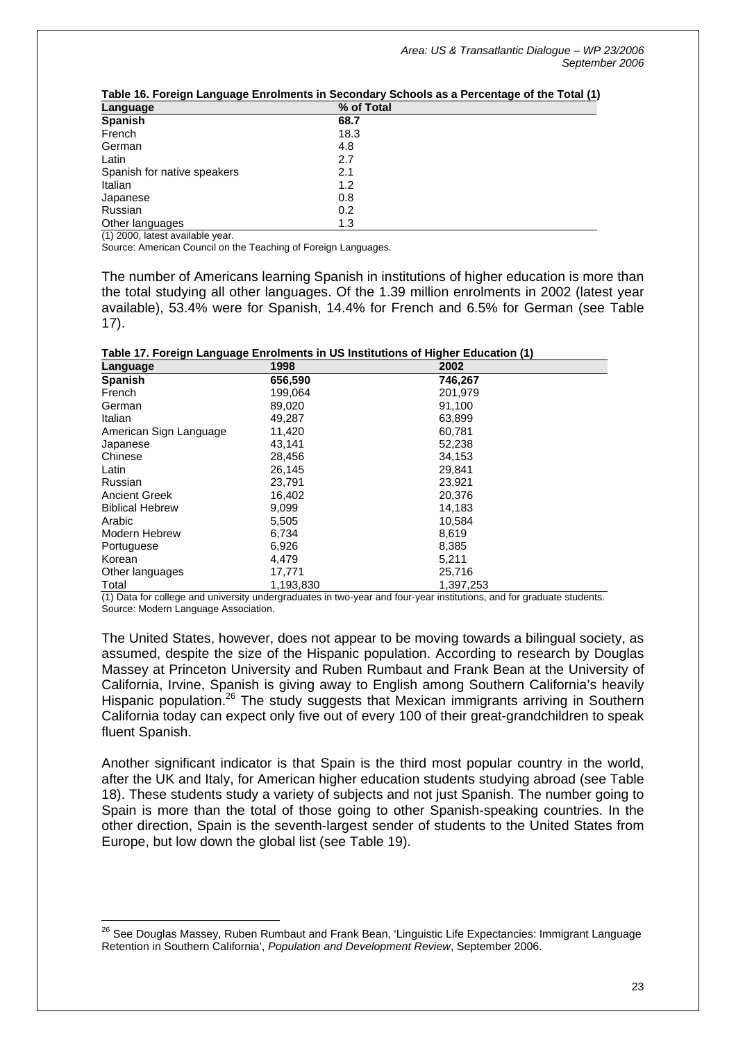**Table 16. Foreign Language Enrolments in Secondary Schools as a Percentage of the Total (1)**

| Language | % of Total |
|---|---|
| **Spanish** | **68.7** |
| French | 18.3 |
| German | 4.8 |
| Latin | 2.7 |
| Spanish for native speakers | 2.1 |
| Italian | 1.2 |
| Japanese | 0.8 |
| Russian | 0.2 |
| Other languages | 1.3 |

(1) 2000, latest available year.
Source: American Council on the Teaching of Foreign Languages.

The number of Americans learning Spanish in institutions of higher education is more than the total studying all other languages. Of the 1.39 million enrolments in 2002 (latest year available), 53.4% were for Spanish, 14.4% for French and 6.5% for German (see Table 17).

**Table 17. Foreign Language Enrolments in US Institutions of Higher Education (1)**

| Language | 1998 | 2002 |
|---|---|---|
| **Spanish** | **656,590** | **746,267** |
| French | 199,064 | 201,979 |
| German | 89,020 | 91,100 |
| Italian | 49,287 | 63,899 |
| American Sign Language | 11,420 | 60,781 |
| Japanese | 43,141 | 52,238 |
| Chinese | 28,456 | 34,153 |
| Latin | 26,145 | 29,841 |
| Russian | 23,791 | 23,921 |
| Ancient Greek | 16,402 | 20,376 |
| Biblical Hebrew | 9,099 | 14,183 |
| Arabic | 5,505 | 10,584 |
| Modern Hebrew | 6,734 | 8,619 |
| Portuguese | 6,926 | 8,385 |
| Korean | 4,479 | 5,211 |
| Other languages | 17,771 | 25,716 |
| Total | 1,193,830 | 1,397,253 |

(1) Data for college and university undergraduates in two-year and four-year institutions, and for graduate students.
Source: Modern Language Association.

The United States, however, does not appear to be moving towards a bilingual society, as assumed, despite the size of the Hispanic population. According to research by Douglas Massey at Princeton University and Ruben Rumbaut and Frank Bean at the University of California, Irvine, Spanish is giving away to English among Southern California's heavily Hispanic population.[26] The study suggests that Mexican immigrants arriving in Southern California today can expect only five out of every 100 of their great-grandchildren to speak fluent Spanish.

Another significant indicator is that Spain is the third most popular country in the world, after the UK and Italy, for American higher education students studying abroad (see Table 18). These students study a variety of subjects and not just Spanish. The number going to Spain is more than the total of those going to other Spanish-speaking countries. In the other direction, Spain is the seventh-largest sender of students to the United States from Europe, but low down the global list (see Table 19).

[26] See Douglas Massey, Ruben Rumbaut and Frank Bean, 'Linguistic Life Expectancies: Immigrant Language Retention in Southern California', *Population and Development Review*, September 2006.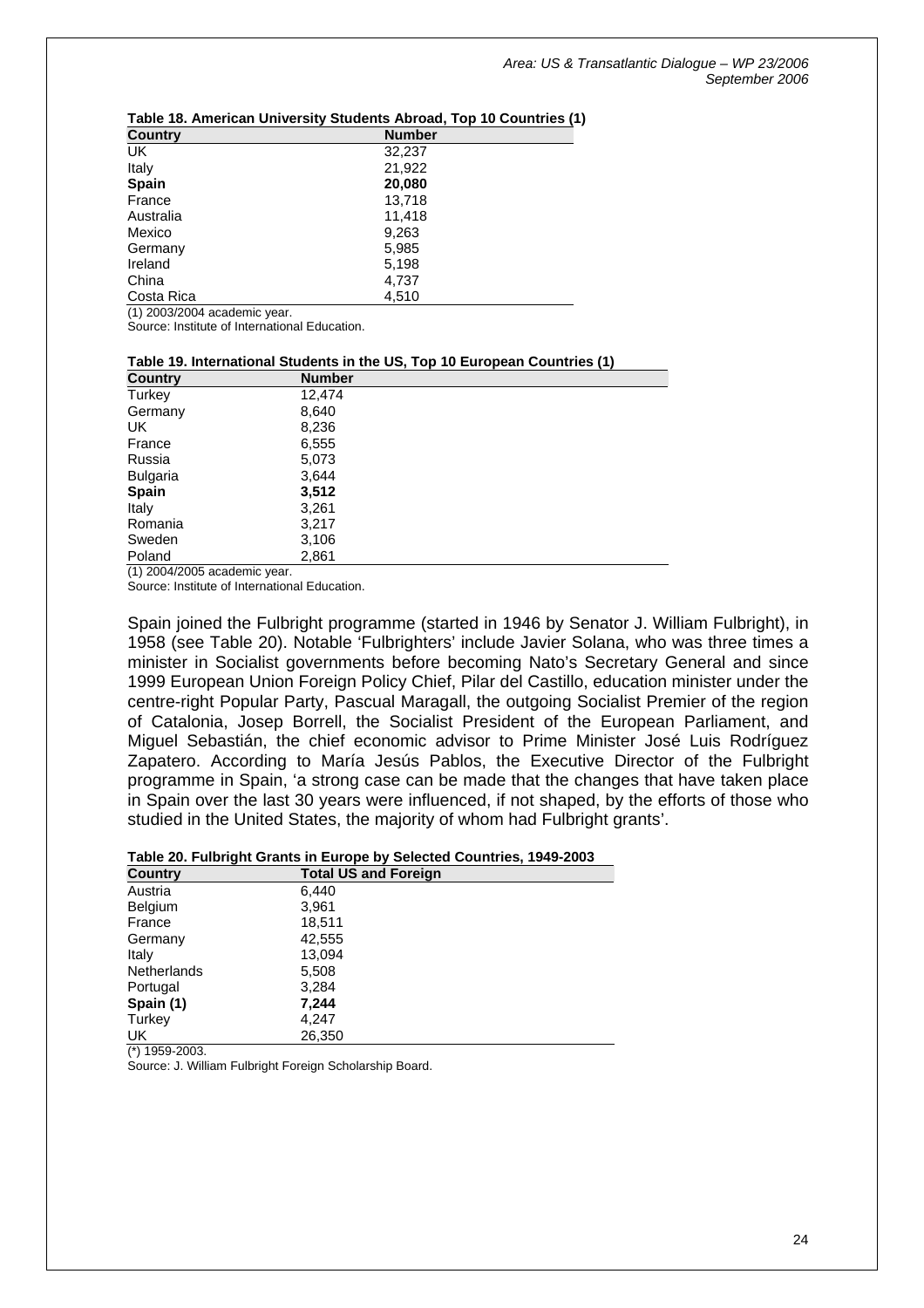**Table 18. American University Students Abroad, Top 10 Countries (1)**

| Country | Number |
|---|---|
| UK | 32,237 |
| Italy | 21,922 |
| **Spain** | **20,080** |
| France | 13,718 |
| Australia | 11,418 |
| Mexico | 9,263 |
| Germany | 5,985 |
| Ireland | 5,198 |
| China | 4,737 |
| Costa Rica | 4,510 |

(1) 2003/2004 academic year.
Source: Institute of International Education.

**Table 19. International Students in the US, Top 10 European Countries (1)**

| Country | Number |
|---|---|
| Turkey | 12,474 |
| Germany | 8,640 |
| UK | 8,236 |
| France | 6,555 |
| Russia | 5,073 |
| Bulgaria | 3,644 |
| **Spain** | **3,512** |
| Italy | 3,261 |
| Romania | 3,217 |
| Sweden | 3,106 |
| Poland | 2,861 |

(1) 2004/2005 academic year.
Source: Institute of International Education.

Spain joined the Fulbright programme (started in 1946 by Senator J. William Fulbright), in 1958 (see Table 20). Notable 'Fulbrighters' include Javier Solana, who was three times a minister in Socialist governments before becoming Nato's Secretary General and since 1999 European Union Foreign Policy Chief, Pilar del Castillo, education minister under the centre-right Popular Party, Pascual Maragall, the outgoing Socialist Premier of the region of Catalonia, Josep Borrell, the Socialist President of the European Parliament, and Miguel Sebastián, the chief economic advisor to Prime Minister José Luis Rodríguez Zapatero. According to María Jesús Pablos, the Executive Director of the Fulbright programme in Spain, 'a strong case can be made that the changes that have taken place in Spain over the last 30 years were influenced, if not shaped, by the efforts of those who studied in the United States, the majority of whom had Fulbright grants'.

**Table 20. Fulbright Grants in Europe by Selected Countries, 1949-2003**

| Country | Total US and Foreign |
|---|---|
| Austria | 6,440 |
| Belgium | 3,961 |
| France | 18,511 |
| Germany | 42,555 |
| Italy | 13,094 |
| Netherlands | 5,508 |
| Portugal | 3,284 |
| **Spain (1)** | **7,244** |
| Turkey | 4,247 |
| UK | 26,350 |

(*) 1959-2003.
Source: J. William Fulbright Foreign Scholarship Board.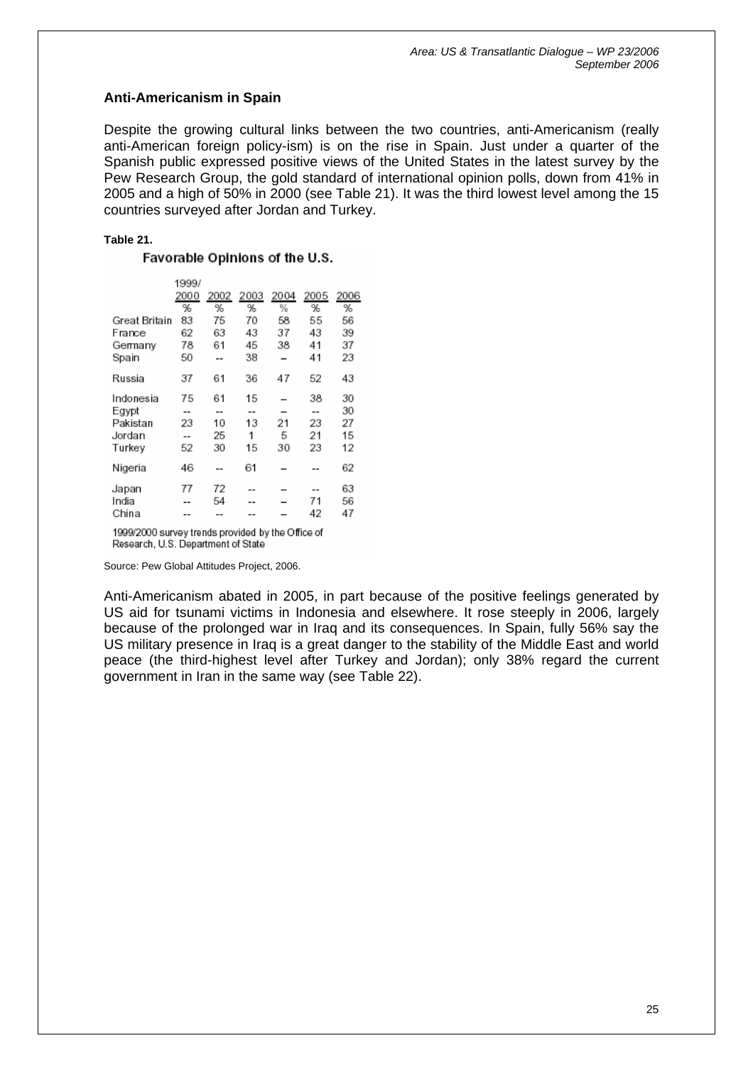## Anti-Americanism in Spain

Despite the growing cultural links between the two countries, anti-Americanism (really anti-American foreign policy-ism) is on the rise in Spain. Just under a quarter of the Spanish public expressed positive views of the United States in the latest survey by the Pew Research Group, the gold standard of international opinion polls, down from 41% in 2005 and a high of 50% in 2000 (see Table 21). It was the third lowest level among the 15 countries surveyed after Jordan and Turkey.

**Table 21.**

**Favorable Opinions of the U.S.**

| | 1999/ 2000 | 2002 | 2003 | 2004 | 2005 | 2006 |
|---|---|---|---|---|---|---|
| | % | % | % | % | % | % |
| Great Britain | 83 | 75 | 70 | 58 | 55 | 56 |
| France | 62 | 63 | 43 | 37 | 43 | 39 |
| Germany | 78 | 61 | 45 | 38 | 41 | 37 |
| Spain | 50 | -- | 38 | – | 41 | 23 |
| Russia | 37 | 61 | 36 | 47 | 52 | 43 |
| Indonesia | 75 | 61 | 15 | – | 38 | 30 |
| Egypt | -- | -- | -- | – | -- | 30 |
| Pakistan | 23 | 10 | 13 | 21 | 23 | 27 |
| Jordan | -- | 25 | 1 | 5 | 21 | 15 |
| Turkey | 52 | 30 | 15 | 30 | 23 | 12 |
| Nigeria | 46 | -- | 61 | – | -- | 62 |
| Japan | 77 | 72 | -- | – | -- | 63 |
| India | -- | 54 | -- | – | 71 | 56 |
| China | -- | -- | -- | – | 42 | 47 |

1999/2000 survey trends provided by the Office of Research, U.S. Department of State

Source: Pew Global Attitudes Project, 2006.

Anti-Americanism abated in 2005, in part because of the positive feelings generated by US aid for tsunami victims in Indonesia and elsewhere. It rose steeply in 2006, largely because of the prolonged war in Iraq and its consequences. In Spain, fully 56% say the US military presence in Iraq is a great danger to the stability of the Middle East and world peace (the third-highest level after Turkey and Jordan); only 38% regard the current government in Iran in the same way (see Table 22).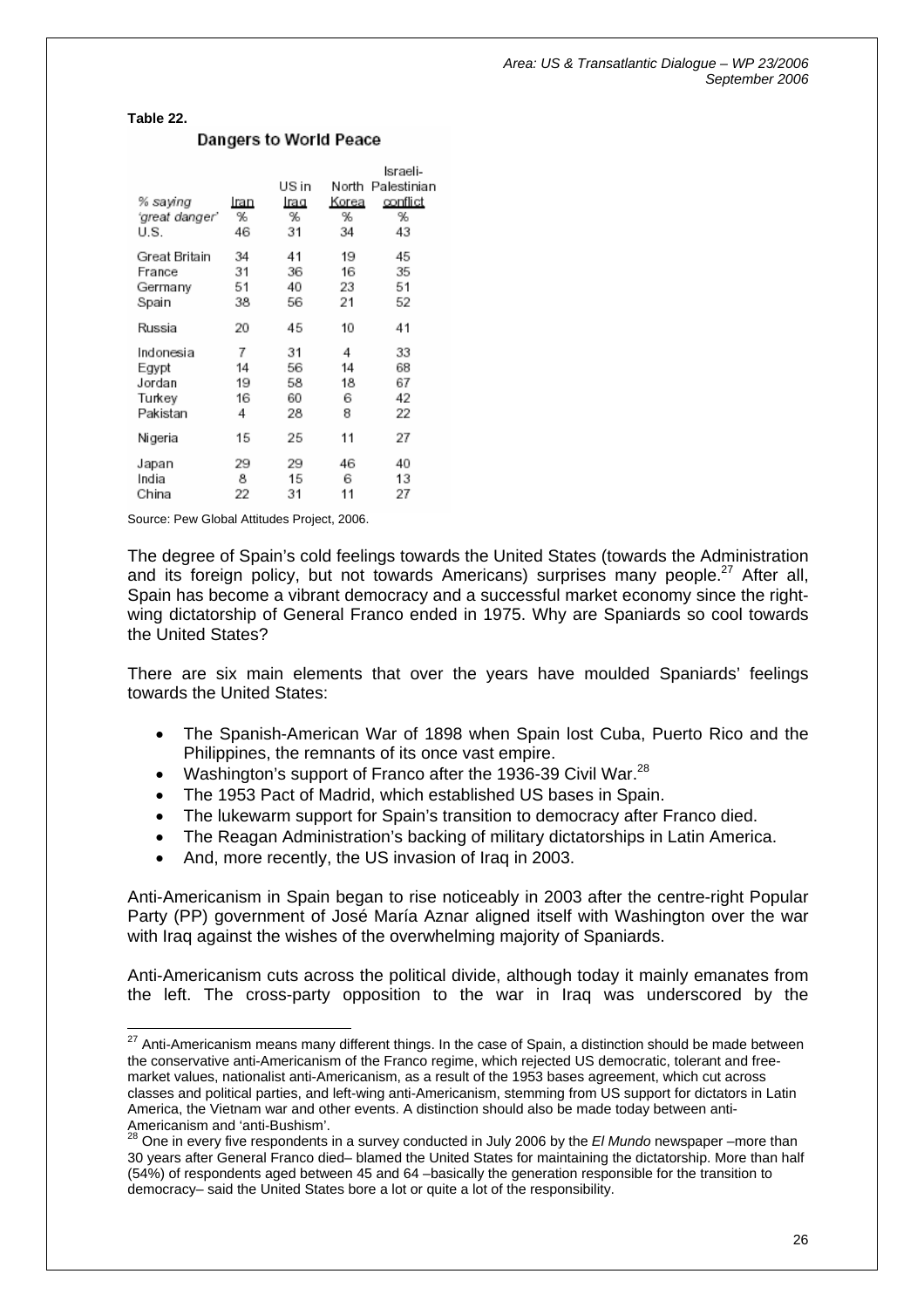**Table 22.**

**Dangers to World Peace**

| % saying 'great danger' | Iran % | US in Iraq % | North Korea % | Israeli-Palestinian conflict % |
|---|---|---|---|---|
| U.S. | 46 | 31 | 34 | 43 |
| Great Britain | 34 | 41 | 19 | 45 |
| France | 31 | 36 | 16 | 35 |
| Germany | 51 | 40 | 23 | 51 |
| Spain | 38 | 56 | 21 | 52 |
| Russia | 20 | 45 | 10 | 41 |
| Indonesia | 7 | 31 | 4 | 33 |
| Egypt | 14 | 56 | 14 | 68 |
| Jordan | 19 | 58 | 18 | 67 |
| Turkey | 16 | 60 | 6 | 42 |
| Pakistan | 4 | 28 | 8 | 22 |
| Nigeria | 15 | 25 | 11 | 27 |
| Japan | 29 | 29 | 46 | 40 |
| India | 8 | 15 | 6 | 13 |
| China | 22 | 31 | 11 | 27 |

Source: Pew Global Attitudes Project, 2006.

The degree of Spain's cold feelings towards the United States (towards the Administration and its foreign policy, but not towards Americans) surprises many people.[27] After all, Spain has become a vibrant democracy and a successful market economy since the right-wing dictatorship of General Franco ended in 1975. Why are Spaniards so cool towards the United States?

There are six main elements that over the years have moulded Spaniards' feelings towards the United States:

- The Spanish-American War of 1898 when Spain lost Cuba, Puerto Rico and the Philippines, the remnants of its once vast empire.
- Washington's support of Franco after the 1936-39 Civil War.[28]
- The 1953 Pact of Madrid, which established US bases in Spain.
- The lukewarm support for Spain's transition to democracy after Franco died.
- The Reagan Administration's backing of military dictatorships in Latin America.
- And, more recently, the US invasion of Iraq in 2003.

Anti-Americanism in Spain began to rise noticeably in 2003 after the centre-right Popular Party (PP) government of José María Aznar aligned itself with Washington over the war with Iraq against the wishes of the overwhelming majority of Spaniards.

Anti-Americanism cuts across the political divide, although today it mainly emanates from the left. The cross-party opposition to the war in Iraq was underscored by the

---

[27] Anti-Americanism means many different things. In the case of Spain, a distinction should be made between the conservative anti-Americanism of the Franco regime, which rejected US democratic, tolerant and free-market values, nationalist anti-Americanism, as a result of the 1953 bases agreement, which cut across classes and political parties, and left-wing anti-Americanism, stemming from US support for dictators in Latin America, the Vietnam war and other events. A distinction should also be made today between anti-Americanism and 'anti-Bushism'.

[28] One in every five respondents in a survey conducted in July 2006 by the *El Mundo* newspaper –more than 30 years after General Franco died– blamed the United States for maintaining the dictatorship. More than half (54%) of respondents aged between 45 and 64 –basically the generation responsible for the transition to democracy– said the United States bore a lot or quite a lot of the responsibility.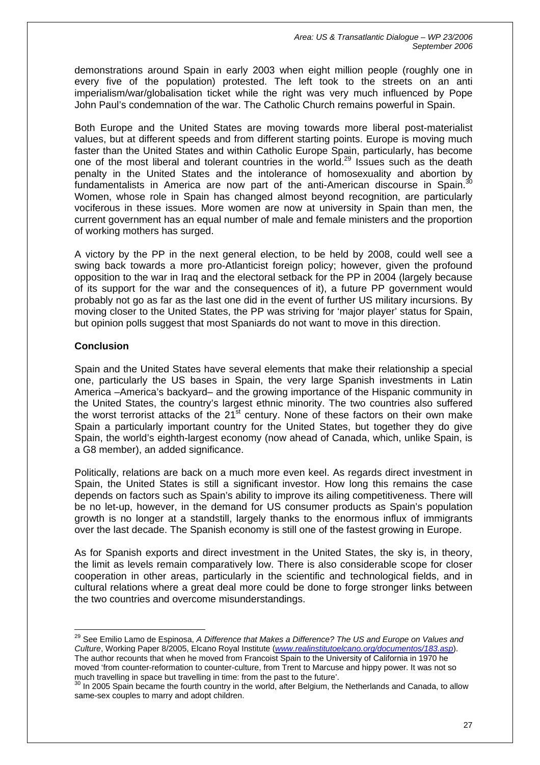demonstrations around Spain in early 2003 when eight million people (roughly one in every five of the population) protested. The left took to the streets on an anti imperialism/war/globalisation ticket while the right was very much influenced by Pope John Paul's condemnation of the war. The Catholic Church remains powerful in Spain.

Both Europe and the United States are moving towards more liberal post-materialist values, but at different speeds and from different starting points. Europe is moving much faster than the United States and within Catholic Europe Spain, particularly, has become one of the most liberal and tolerant countries in the world.[29] Issues such as the death penalty in the United States and the intolerance of homosexuality and abortion by fundamentalists in America are now part of the anti-American discourse in Spain.[30] Women, whose role in Spain has changed almost beyond recognition, are particularly vociferous in these issues. More women are now at university in Spain than men, the current government has an equal number of male and female ministers and the proportion of working mothers has surged.

A victory by the PP in the next general election, to be held by 2008, could well see a swing back towards a more pro-Atlanticist foreign policy; however, given the profound opposition to the war in Iraq and the electoral setback for the PP in 2004 (largely because of its support for the war and the consequences of it), a future PP government would probably not go as far as the last one did in the event of further US military incursions. By moving closer to the United States, the PP was striving for 'major player' status for Spain, but opinion polls suggest that most Spaniards do not want to move in this direction.

## Conclusion

Spain and the United States have several elements that make their relationship a special one, particularly the US bases in Spain, the very large Spanish investments in Latin America –America's backyard– and the growing importance of the Hispanic community in the United States, the country's largest ethnic minority. The two countries also suffered the worst terrorist attacks of the 21st century. None of these factors on their own make Spain a particularly important country for the United States, but together they do give Spain, the world's eighth-largest economy (now ahead of Canada, which, unlike Spain, is a G8 member), an added significance.

Politically, relations are back on a much more even keel. As regards direct investment in Spain, the United States is still a significant investor. How long this remains the case depends on factors such as Spain's ability to improve its ailing competitiveness. There will be no let-up, however, in the demand for US consumer products as Spain's population growth is no longer at a standstill, largely thanks to the enormous influx of immigrants over the last decade. The Spanish economy is still one of the fastest growing in Europe.

As for Spanish exports and direct investment in the United States, the sky is, in theory, the limit as levels remain comparatively low. There is also considerable scope for closer cooperation in other areas, particularly in the scientific and technological fields, and in cultural relations where a great deal more could be done to forge stronger links between the two countries and overcome misunderstandings.

---

[29] See Emilio Lamo de Espinosa, *A Difference that Makes a Difference? The US and Europe on Values and Culture*, Working Paper 8/2005, Elcano Royal Institute (*www.realinstitutoelcano.org/documentos/183.asp*). The author recounts that when he moved from Francoist Spain to the University of California in 1970 he moved 'from counter-reformation to counter-culture, from Trent to Marcuse and hippy power. It was not so much travelling in space but travelling in time: from the past to the future'.

[30] In 2005 Spain became the fourth country in the world, after Belgium, the Netherlands and Canada, to allow same-sex couples to marry and adopt children.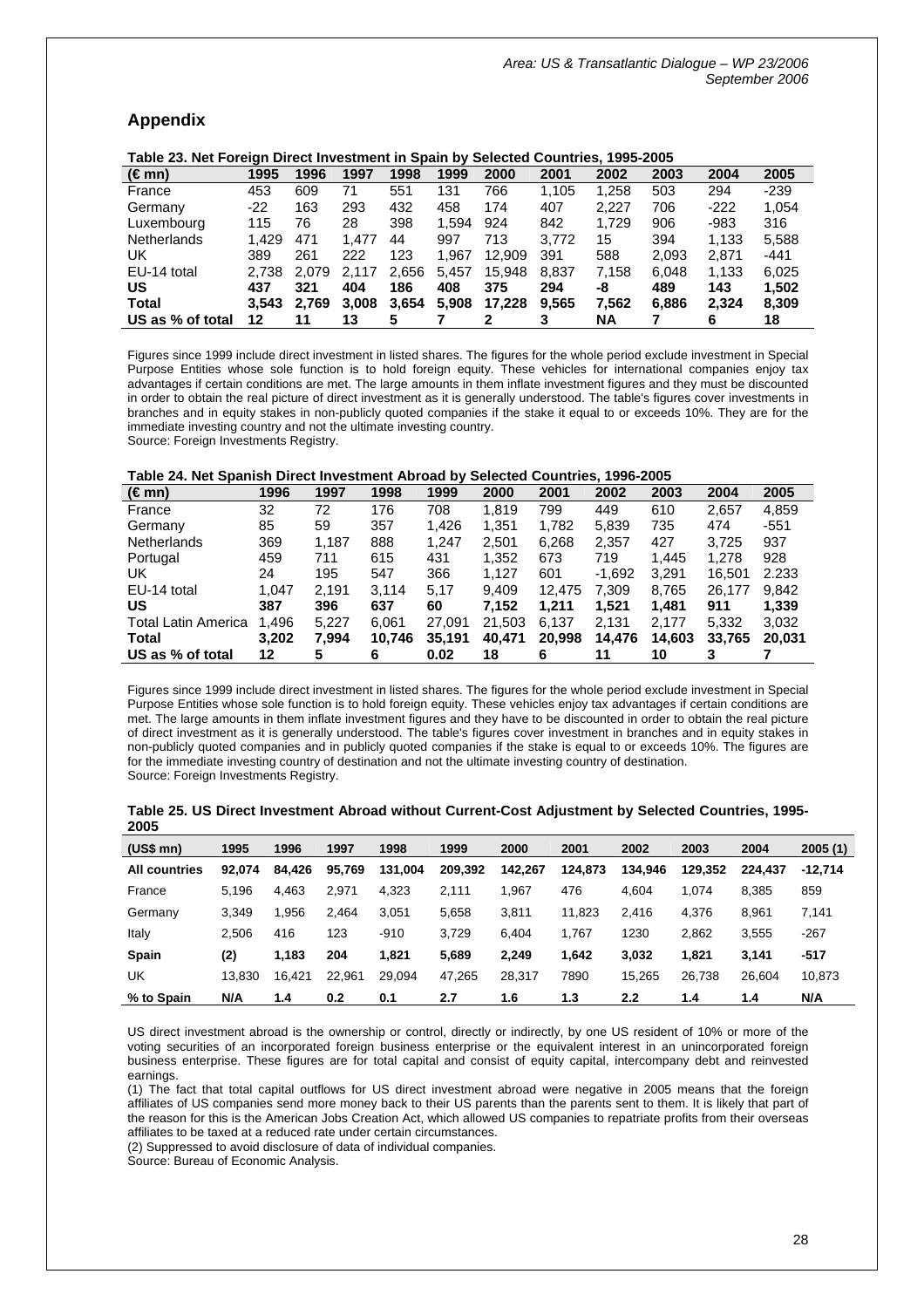## Appendix

**Table 23. Net Foreign Direct Investment in Spain by Selected Countries, 1995-2005**

| (€ mn) | 1995 | 1996 | 1997 | 1998 | 1999 | 2000 | 2001 | 2002 | 2003 | 2004 | 2005 |
|---|---|---|---|---|---|---|---|---|---|---|---|
| France | 453 | 609 | 71 | 551 | 131 | 766 | 1,105 | 1,258 | 503 | 294 | -239 |
| Germany | -22 | 163 | 293 | 432 | 458 | 174 | 407 | 2,227 | 706 | -222 | 1,054 |
| Luxembourg | 115 | 76 | 28 | 398 | 1,594 | 924 | 842 | 1,729 | 906 | -983 | 316 |
| Netherlands | 1,429 | 471 | 1,477 | 44 | 997 | 713 | 3,772 | 15 | 394 | 1,133 | 5,588 |
| UK | 389 | 261 | 222 | 123 | 1,967 | 12,909 | 391 | 588 | 2,093 | 2,871 | -441 |
| EU-14 total | 2,738 | 2,079 | 2,117 | 2,656 | 5,457 | 15,948 | 8,837 | 7,158 | 6,048 | 1,133 | 6,025 |
| **US** | **437** | **321** | **404** | **186** | **408** | **375** | **294** | **-8** | **489** | **143** | **1,502** |
| **Total** | **3,543** | **2,769** | **3,008** | **3,654** | **5,908** | **17,228** | **9,565** | **7,562** | **6,886** | **2,324** | **8,309** |
| **US as % of total** | **12** | **11** | **13** | **5** | **7** | **2** | **3** | **NA** | **7** | **6** | **18** |

Figures since 1999 include direct investment in listed shares. The figures for the whole period exclude investment in Special Purpose Entities whose sole function is to hold foreign equity. These vehicles for international companies enjoy tax advantages if certain conditions are met. The large amounts in them inflate investment figures and they must be discounted in order to obtain the real picture of direct investment as it is generally understood. The table's figures cover investments in branches and in equity stakes in non-publicly quoted companies if the stake it equal to or exceeds 10%. They are for the immediate investing country and not the ultimate investing country.
Source: Foreign Investments Registry.

**Table 24. Net Spanish Direct Investment Abroad by Selected Countries, 1996-2005**

| (€ mn) | 1996 | 1997 | 1998 | 1999 | 2000 | 2001 | 2002 | 2003 | 2004 | 2005 |
|---|---|---|---|---|---|---|---|---|---|---|
| France | 32 | 72 | 176 | 708 | 1,819 | 799 | 449 | 610 | 2,657 | 4,859 |
| Germany | 85 | 59 | 357 | 1,426 | 1,351 | 1,782 | 5,839 | 735 | 474 | -551 |
| Netherlands | 369 | 1,187 | 888 | 1,247 | 2,501 | 6,268 | 2,357 | 427 | 3,725 | 937 |
| Portugal | 459 | 711 | 615 | 431 | 1,352 | 673 | 719 | 1,445 | 1,278 | 928 |
| UK | 24 | 195 | 547 | 366 | 1,127 | 601 | -1,692 | 3,291 | 16,501 | 2.233 |
| EU-14 total | 1,047 | 2,191 | 3,114 | 5,17 | 9,409 | 12,475 | 7,309 | 8,765 | 26,177 | 9,842 |
| **US** | **387** | **396** | **637** | **60** | **7,152** | **1,211** | **1,521** | **1,481** | **911** | **1,339** |
| Total Latin America | 1,496 | 5,227 | 6,061 | 27,091 | 21,503 | 6,137 | 2,131 | 2,177 | 5,332 | 3,032 |
| **Total** | **3,202** | **7,994** | **10,746** | **35,191** | **40,471** | **20,998** | **14,476** | **14,603** | **33,765** | **20,031** |
| **US as % of total** | **12** | **5** | **6** | **0.02** | **18** | **6** | **11** | **10** | **3** | **7** |

Figures since 1999 include direct investment in listed shares. The figures for the whole period exclude investment in Special Purpose Entities whose sole function is to hold foreign equity. These vehicles enjoy tax advantages if certain conditions are met. The large amounts in them inflate investment figures and they have to be discounted in order to obtain the real picture of direct investment as it is generally understood. The table's figures cover investment in branches and in equity stakes in non-publicly quoted companies and in publicly quoted companies if the stake is equal to or exceeds 10%. The figures are for the immediate investing country of destination and not the ultimate investing country of destination.
Source: Foreign Investments Registry.

**Table 25. US Direct Investment Abroad without Current-Cost Adjustment by Selected Countries, 1995-2005**

| (US$ mn) | 1995 | 1996 | 1997 | 1998 | 1999 | 2000 | 2001 | 2002 | 2003 | 2004 | 2005 (1) |
|---|---|---|---|---|---|---|---|---|---|---|---|
| **All countries** | **92,074** | **84,426** | **95,769** | **131,004** | **209,392** | **142,267** | **124,873** | **134,946** | **129,352** | **224,437** | **-12,714** |
| France | 5,196 | 4,463 | 2,971 | 4,323 | 2,111 | 1,967 | 476 | 4,604 | 1,074 | 8,385 | 859 |
| Germany | 3,349 | 1,956 | 2,464 | 3,051 | 5,658 | 3,811 | 11,823 | 2,416 | 4,376 | 8,961 | 7,141 |
| Italy | 2,506 | 416 | 123 | -910 | 3,729 | 6,404 | 1,767 | 1230 | 2,862 | 3,555 | -267 |
| **Spain** | **(2)** | **1,183** | **204** | **1,821** | **5,689** | **2,249** | **1,642** | **3,032** | **1,821** | **3,141** | **-517** |
| UK | 13,830 | 16,421 | 22,961 | 29,094 | 47,265 | 28,317 | 7890 | 15,265 | 26,738 | 26,604 | 10,873 |
| **% to Spain** | **N/A** | **1.4** | **0.2** | **0.1** | **2.7** | **1.6** | **1.3** | **2.2** | **1.4** | **1.4** | **N/A** |

US direct investment abroad is the ownership or control, directly or indirectly, by one US resident of 10% or more of the voting securities of an incorporated foreign business enterprise or the equivalent interest in an unincorporated foreign business enterprise. These figures are for total capital and consist of equity capital, intercompany debt and reinvested earnings.
(1) The fact that total capital outflows for US direct investment abroad were negative in 2005 means that the foreign affiliates of US companies send more money back to their US parents than the parents sent to them. It is likely that part of the reason for this is the American Jobs Creation Act, which allowed US companies to repatriate profits from their overseas affiliates to be taxed at a reduced rate under certain circumstances.
(2) Suppressed to avoid disclosure of data of individual companies.
Source: Bureau of Economic Analysis.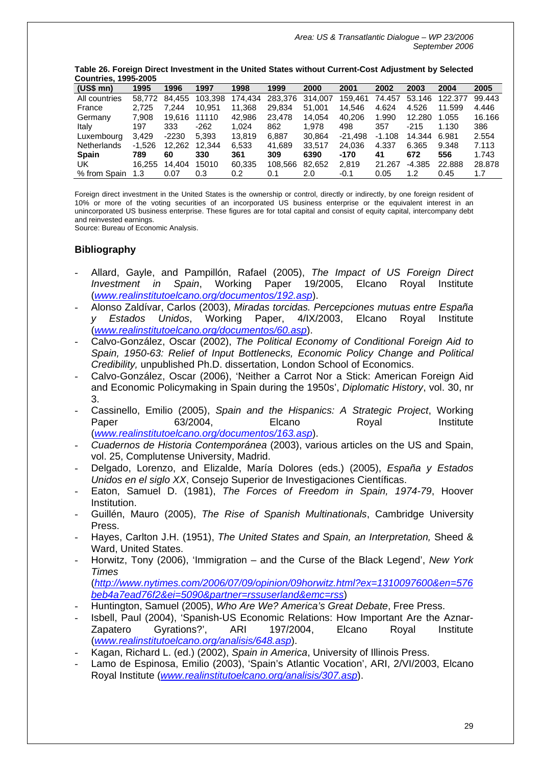**Table 26. Foreign Direct Investment in the United States without Current-Cost Adjustment by Selected Countries, 1995-2005**

| (US$ mn) | 1995 | 1996 | 1997 | 1998 | 1999 | 2000 | 2001 | 2002 | 2003 | 2004 | 2005 |
|---|---|---|---|---|---|---|---|---|---|---|---|
| All countries | 58,772 | 84,455 | 103,398 | 174,434 | 283,376 | 314,007 | 159,461 | 74.457 | 53.146 | 122.377 | 99.443 |
| France | 2,725 | 7,244 | 10,951 | 11,368 | 29,834 | 51,001 | 14,546 | 4.624 | 4.526 | 11.599 | 4.446 |
| Germany | 7,908 | 19,616 | 11110 | 42,986 | 23,478 | 14,054 | 40,206 | 1.990 | 12.280 | 1.055 | 16.166 |
| Italy | 197 | 333 | -262 | 1,024 | 862 | 1,978 | 498 | 357 | -215 | 1.130 | 386 |
| Luxembourg | 3,429 | -2230 | 5,393 | 13,819 | 6,887 | 30,864 | -21,498 | -1.108 | 14.344 | 6.981 | 2.554 |
| Netherlands | -1,526 | 12,262 | 12,344 | 6,533 | 41,689 | 33,517 | 24,036 | 4.337 | 6.365 | 9.348 | 7.113 |
| **Spain** | **789** | **60** | **330** | **361** | **309** | **6390** | **-170** | **41** | **672** | **556** | **1.743** |
| UK | 16,255 | 14,404 | 15010 | 60,335 | 108,566 | 82,652 | 2,819 | 21.267 | -4.385 | 22.888 | 28.878 |
| % from Spain | 1.3 | 0.07 | 0.3 | 0.2 | 0.1 | 2.0 | -0.1 | 0.05 | 1.2 | 0.45 | 1.7 |

Foreign direct investment in the United States is the ownership or control, directly or indirectly, by one foreign resident of 10% or more of the voting securities of an incorporated US business enterprise or the equivalent interest in an unincorporated US business enterprise. These figures are for total capital and consist of equity capital, intercompany debt and reinvested earnings.
Source: Bureau of Economic Analysis.

## Bibliography

- Allard, Gayle, and Pampillón, Rafael (2005), *The Impact of US Foreign Direct Investment in Spain*, Working Paper 19/2005, Elcano Royal Institute (*www.realinstitutoelcano.org/documentos/192.asp*).
- Alonso Zaldívar, Carlos (2003), *Miradas torcidas. Percepciones mutuas entre España y Estados Unidos*, Working Paper, 4/IX/2003, Elcano Royal Institute (*www.realinstitutoelcano.org/documentos/60.asp*).
- Calvo-González, Oscar (2002), *The Political Economy of Conditional Foreign Aid to Spain, 1950-63: Relief of Input Bottlenecks, Economic Policy Change and Political Credibility,* unpublished Ph.D. dissertation, London School of Economics.
- Calvo-González, Oscar (2006), 'Neither a Carrot Nor a Stick: American Foreign Aid and Economic Policymaking in Spain during the 1950s', *Diplomatic History*, vol. 30, nr 3.
- Cassinello, Emilio (2005), *Spain and the Hispanics: A Strategic Project*, Working Paper 63/2004, Elcano Royal Institute (*www.realinstitutoelcano.org/documentos/163.asp*).
- *Cuadernos de Historia Contemporánea* (2003), various articles on the US and Spain, vol. 25, Complutense University, Madrid.
- Delgado, Lorenzo, and Elizalde, María Dolores (eds.) (2005), *España y Estados Unidos en el siglo XX*, Consejo Superior de Investigaciones Científicas.
- Eaton, Samuel D. (1981), *The Forces of Freedom in Spain, 1974-79*, Hoover Institution.
- Guillén, Mauro (2005), *The Rise of Spanish Multinationals*, Cambridge University Press.
- Hayes, Carlton J.H. (1951), *The United States and Spain, an Interpretation,* Sheed & Ward, United States.
- Horwitz, Tony (2006), 'Immigration – and the Curse of the Black Legend', *New York Times* (*http://www.nytimes.com/2006/07/09/opinion/09horwitz.html?ex=1310097600&en=576beb4a7ead76f2&ei=5090&partner=rssuserland&emc=rss*)
- Huntington, Samuel (2005), *Who Are We? America's Great Debate*, Free Press.
- Isbell, Paul (2004), 'Spanish-US Economic Relations: How Important Are the Aznar-Zapatero Gyrations?', ARI 197/2004, Elcano Royal Institute (*www.realinstitutoelcano.org/analisis/648.asp*).
- Kagan, Richard L. (ed.) (2002), *Spain in America*, University of Illinois Press.
- Lamo de Espinosa, Emilio (2003), 'Spain's Atlantic Vocation', ARI, 2/VI/2003, Elcano Royal Institute (*www.realinstitutoelcano.org/analisis/307.asp*).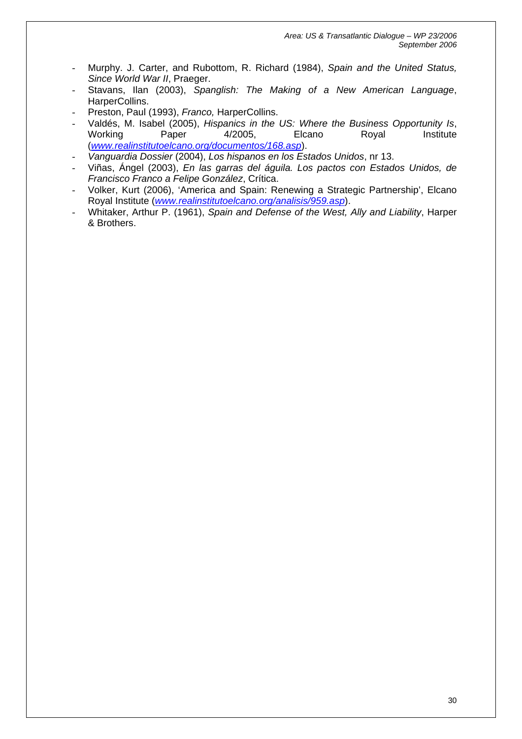- Murphy. J. Carter, and Rubottom, R. Richard (1984), *Spain and the United Status, Since World War II*, Praeger.
- Stavans, Ilan (2003), *Spanglish: The Making of a New American Language*, HarperCollins.
- Preston, Paul (1993), *Franco,* HarperCollins.
- Valdés, M. Isabel (2005), *Hispanics in the US: Where the Business Opportunity Is*, Working Paper 4/2005, Elcano Royal Institute (*www.realinstitutoelcano.org/documentos/168.asp*).
- *Vanguardia Dossier* (2004), *Los hispanos en los Estados Unidos*, nr 13.
- Viñas, Ángel (2003), *En las garras del águila. Los pactos con Estados Unidos, de Francisco Franco a Felipe González*, Crítica.
- Volker, Kurt (2006), 'America and Spain: Renewing a Strategic Partnership', Elcano Royal Institute (*www.realinstitutoelcano.org/analisis/959.asp*).
- Whitaker, Arthur P. (1961), *Spain and Defense of the West, Ally and Liability*, Harper & Brothers.